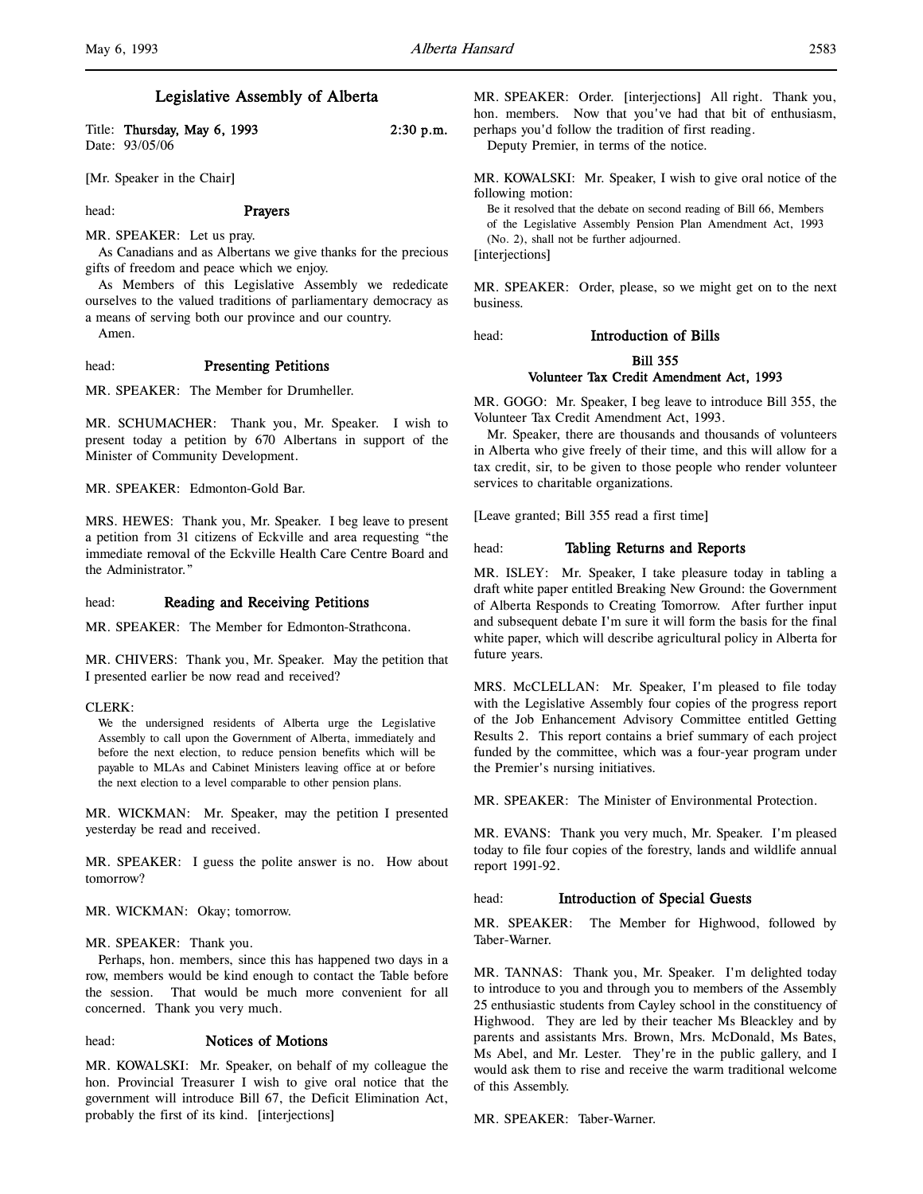# Legislative Assembly of Alberta

Title: **Thursday, May 6, 1993** 2:30 p.m.
Date: 93/05/06

[Mr. Speaker in the Chair]

head: **Prayers**

MR. SPEAKER: Let us pray.

As Canadians and as Albertans we give thanks for the precious gifts of freedom and peace which we enjoy.

As Members of this Legislative Assembly we rededicate ourselves to the valued traditions of parliamentary democracy as a means of serving both our province and our country.

Amen.

head: **Presenting Petitions**

MR. SPEAKER: The Member for Drumheller.

MR. SCHUMACHER: Thank you, Mr. Speaker. I wish to present today a petition by 670 Albertans in support of the Minister of Community Development.

MR. SPEAKER: Edmonton-Gold Bar.

MRS. HEWES: Thank you, Mr. Speaker. I beg leave to present a petition from 31 citizens of Eckville and area requesting "the immediate removal of the Eckville Health Care Centre Board and the Administrator."

head: **Reading and Receiving Petitions**

MR. SPEAKER: The Member for Edmonton-Strathcona.

MR. CHIVERS: Thank you, Mr. Speaker. May the petition that I presented earlier be now read and received?

CLERK:

> We the undersigned residents of Alberta urge the Legislative Assembly to call upon the Government of Alberta, immediately and before the next election, to reduce pension benefits which will be payable to MLAs and Cabinet Ministers leaving office at or before the next election to a level comparable to other pension plans.

MR. WICKMAN: Mr. Speaker, may the petition I presented yesterday be read and received.

MR. SPEAKER: I guess the polite answer is no. How about tomorrow?

MR. WICKMAN: Okay; tomorrow.

MR. SPEAKER: Thank you.

Perhaps, hon. members, since this has happened two days in a row, members would be kind enough to contact the Table before the session. That would be much more convenient for all concerned. Thank you very much.

head: **Notices of Motions**

MR. KOWALSKI: Mr. Speaker, on behalf of my colleague the hon. Provincial Treasurer I wish to give oral notice that the government will introduce Bill 67, the Deficit Elimination Act, probably the first of its kind. [interjections]

MR. SPEAKER: Order. [interjections] All right. Thank you, hon. members. Now that you've had that bit of enthusiasm, perhaps you'd follow the tradition of first reading.

Deputy Premier, in terms of the notice.

MR. KOWALSKI: Mr. Speaker, I wish to give oral notice of the following motion:

> Be it resolved that the debate on second reading of Bill 66, Members of the Legislative Assembly Pension Plan Amendment Act, 1993 (No. 2), shall not be further adjourned.

[interjections]

MR. SPEAKER: Order, please, so we might get on to the next business.

head: **Introduction of Bills**

### Bill 355
### Volunteer Tax Credit Amendment Act, 1993

MR. GOGO: Mr. Speaker, I beg leave to introduce Bill 355, the Volunteer Tax Credit Amendment Act, 1993.

Mr. Speaker, there are thousands and thousands of volunteers in Alberta who give freely of their time, and this will allow for a tax credit, sir, to be given to those people who render volunteer services to charitable organizations.

[Leave granted; Bill 355 read a first time]

head: **Tabling Returns and Reports**

MR. ISLEY: Mr. Speaker, I take pleasure today in tabling a draft white paper entitled Breaking New Ground: the Government of Alberta Responds to Creating Tomorrow. After further input and subsequent debate I'm sure it will form the basis for the final white paper, which will describe agricultural policy in Alberta for future years.

MRS. McCLELLAN: Mr. Speaker, I'm pleased to file today with the Legislative Assembly four copies of the progress report of the Job Enhancement Advisory Committee entitled Getting Results 2. This report contains a brief summary of each project funded by the committee, which was a four-year program under the Premier's nursing initiatives.

MR. SPEAKER: The Minister of Environmental Protection.

MR. EVANS: Thank you very much, Mr. Speaker. I'm pleased today to file four copies of the forestry, lands and wildlife annual report 1991-92.

head: **Introduction of Special Guests**

MR. SPEAKER: The Member for Highwood, followed by Taber-Warner.

MR. TANNAS: Thank you, Mr. Speaker. I'm delighted today to introduce to you and through you to members of the Assembly 25 enthusiastic students from Cayley school in the constituency of Highwood. They are led by their teacher Ms Bleackley and by parents and assistants Mrs. Brown, Mrs. McDonald, Ms Bates, Ms Abel, and Mr. Lester. They're in the public gallery, and I would ask them to rise and receive the warm traditional welcome of this Assembly.

MR. SPEAKER: Taber-Warner.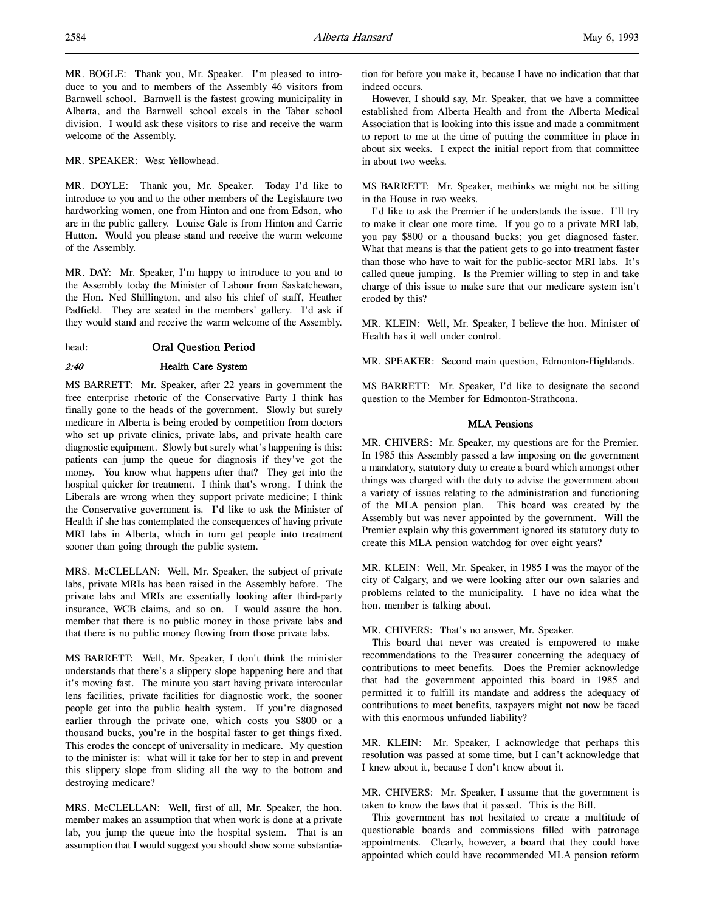MR. BOGLE: Thank you, Mr. Speaker. I'm pleased to introduce to you and to members of the Assembly 46 visitors from Barnwell school. Barnwell is the fastest growing municipality in Alberta, and the Barnwell school excels in the Taber school division. I would ask these visitors to rise and receive the warm welcome of the Assembly.

MR. SPEAKER: West Yellowhead.

MR. DOYLE: Thank you, Mr. Speaker. Today I'd like to introduce to you and to the other members of the Legislature two hardworking women, one from Hinton and one from Edson, who are in the public gallery. Louise Gale is from Hinton and Carrie Hutton. Would you please stand and receive the warm welcome of the Assembly.

MR. DAY: Mr. Speaker, I'm happy to introduce to you and to the Assembly today the Minister of Labour from Saskatchewan, the Hon. Ned Shillington, and also his chief of staff, Heather Padfield. They are seated in the members' gallery. I'd ask if they would stand and receive the warm welcome of the Assembly.

head: **Oral Question Period**

*2:40* **Health Care System**

MS BARRETT: Mr. Speaker, after 22 years in government the free enterprise rhetoric of the Conservative Party I think has finally gone to the heads of the government. Slowly but surely medicare in Alberta is being eroded by competition from doctors who set up private clinics, private labs, and private health care diagnostic equipment. Slowly but surely what's happening is this: patients can jump the queue for diagnosis if they've got the money. You know what happens after that? They get into the hospital quicker for treatment. I think that's wrong. I think the Liberals are wrong when they support private medicine; I think the Conservative government is. I'd like to ask the Minister of Health if she has contemplated the consequences of having private MRI labs in Alberta, which in turn get people into treatment sooner than going through the public system.

MRS. McCLELLAN: Well, Mr. Speaker, the subject of private labs, private MRIs has been raised in the Assembly before. The private labs and MRIs are essentially looking after third-party insurance, WCB claims, and so on. I would assure the hon. member that there is no public money in those private labs and that there is no public money flowing from those private labs.

MS BARRETT: Well, Mr. Speaker, I don't think the minister understands that there's a slippery slope happening here and that it's moving fast. The minute you start having private interocular lens facilities, private facilities for diagnostic work, the sooner people get into the public health system. If you're diagnosed earlier through the private one, which costs you $800 or a thousand bucks, you're in the hospital faster to get things fixed. This erodes the concept of universality in medicare. My question to the minister is: what will it take for her to step in and prevent this slippery slope from sliding all the way to the bottom and destroying medicare?

MRS. McCLELLAN: Well, first of all, Mr. Speaker, the hon. member makes an assumption that when work is done at a private lab, you jump the queue into the hospital system. That is an assumption that I would suggest you should show some substantiation for before you make it, because I have no indication that that indeed occurs.

However, I should say, Mr. Speaker, that we have a committee established from Alberta Health and from the Alberta Medical Association that is looking into this issue and made a commitment to report to me at the time of putting the committee in place in about six weeks. I expect the initial report from that committee in about two weeks.

MS BARRETT: Mr. Speaker, methinks we might not be sitting in the House in two weeks.

I'd like to ask the Premier if he understands the issue. I'll try to make it clear one more time. If you go to a private MRI lab, you pay $800 or a thousand bucks; you get diagnosed faster. What that means is that the patient gets to go into treatment faster than those who have to wait for the public-sector MRI labs. It's called queue jumping. Is the Premier willing to step in and take charge of this issue to make sure that our medicare system isn't eroded by this?

MR. KLEIN: Well, Mr. Speaker, I believe the hon. Minister of Health has it well under control.

MR. SPEAKER: Second main question, Edmonton-Highlands.

MS BARRETT: Mr. Speaker, I'd like to designate the second question to the Member for Edmonton-Strathcona.

**MLA Pensions**

MR. CHIVERS: Mr. Speaker, my questions are for the Premier. In 1985 this Assembly passed a law imposing on the government a mandatory, statutory duty to create a board which amongst other things was charged with the duty to advise the government about a variety of issues relating to the administration and functioning of the MLA pension plan. This board was created by the Assembly but was never appointed by the government. Will the Premier explain why this government ignored its statutory duty to create this MLA pension watchdog for over eight years?

MR. KLEIN: Well, Mr. Speaker, in 1985 I was the mayor of the city of Calgary, and we were looking after our own salaries and problems related to the municipality. I have no idea what the hon. member is talking about.

MR. CHIVERS: That's no answer, Mr. Speaker.

This board that never was created is empowered to make recommendations to the Treasurer concerning the adequacy of contributions to meet benefits. Does the Premier acknowledge that had the government appointed this board in 1985 and permitted it to fulfill its mandate and address the adequacy of contributions to meet benefits, taxpayers might not now be faced with this enormous unfunded liability?

MR. KLEIN: Mr. Speaker, I acknowledge that perhaps this resolution was passed at some time, but I can't acknowledge that I knew about it, because I don't know about it.

MR. CHIVERS: Mr. Speaker, I assume that the government is taken to know the laws that it passed. This is the Bill.

This government has not hesitated to create a multitude of questionable boards and commissions filled with patronage appointments. Clearly, however, a board that they could have appointed which could have recommended MLA pension reform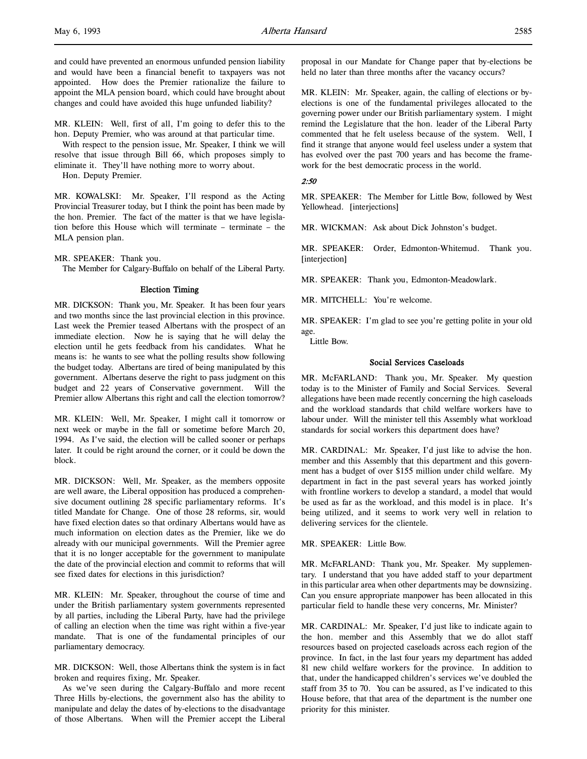and could have prevented an enormous unfunded pension liability and would have been a financial benefit to taxpayers was not appointed. How does the Premier rationalize the failure to appoint the MLA pension board, which could have brought about changes and could have avoided this huge unfunded liability?

MR. KLEIN: Well, first of all, I'm going to defer this to the hon. Deputy Premier, who was around at that particular time.

With respect to the pension issue, Mr. Speaker, I think we will resolve that issue through Bill 66, which proposes simply to eliminate it. They'll have nothing more to worry about.

Hon. Deputy Premier.

MR. KOWALSKI: Mr. Speaker, I'll respond as the Acting Provincial Treasurer today, but I think the point has been made by the hon. Premier. The fact of the matter is that we have legislation before this House which will terminate – terminate – the MLA pension plan.

MR. SPEAKER: Thank you.

The Member for Calgary-Buffalo on behalf of the Liberal Party.

### Election Timing

MR. DICKSON: Thank you, Mr. Speaker. It has been four years and two months since the last provincial election in this province. Last week the Premier teased Albertans with the prospect of an immediate election. Now he is saying that he will delay the election until he gets feedback from his candidates. What he means is: he wants to see what the polling results show following the budget today. Albertans are tired of being manipulated by this government. Albertans deserve the right to pass judgment on this budget and 22 years of Conservative government. Will the Premier allow Albertans this right and call the election tomorrow?

MR. KLEIN: Well, Mr. Speaker, I might call it tomorrow or next week or maybe in the fall or sometime before March 20, 1994. As I've said, the election will be called sooner or perhaps later. It could be right around the corner, or it could be down the block.

MR. DICKSON: Well, Mr. Speaker, as the members opposite are well aware, the Liberal opposition has produced a comprehensive document outlining 28 specific parliamentary reforms. It's titled Mandate for Change. One of those 28 reforms, sir, would have fixed election dates so that ordinary Albertans would have as much information on election dates as the Premier, like we do already with our municipal governments. Will the Premier agree that it is no longer acceptable for the government to manipulate the date of the provincial election and commit to reforms that will see fixed dates for elections in this jurisdiction?

MR. KLEIN: Mr. Speaker, throughout the course of time and under the British parliamentary system governments represented by all parties, including the Liberal Party, have had the privilege of calling an election when the time was right within a five-year mandate. That is one of the fundamental principles of our parliamentary democracy.

MR. DICKSON: Well, those Albertans think the system is in fact broken and requires fixing, Mr. Speaker.

As we've seen during the Calgary-Buffalo and more recent Three Hills by-elections, the government also has the ability to manipulate and delay the dates of by-elections to the disadvantage of those Albertans. When will the Premier accept the Liberal proposal in our Mandate for Change paper that by-elections be held no later than three months after the vacancy occurs?

MR. KLEIN: Mr. Speaker, again, the calling of elections or by-elections is one of the fundamental privileges allocated to the governing power under our British parliamentary system. I might remind the Legislature that the hon. leader of the Liberal Party commented that he felt useless because of the system. Well, I find it strange that anyone would feel useless under a system that has evolved over the past 700 years and has become the framework for the best democratic process in the world.

*2:50*

MR. SPEAKER: The Member for Little Bow, followed by West Yellowhead. [interjections]

MR. WICKMAN: Ask about Dick Johnston's budget.

MR. SPEAKER: Order, Edmonton-Whitemud. Thank you. [interjection]

MR. SPEAKER: Thank you, Edmonton-Meadowlark.

MR. MITCHELL: You're welcome.

MR. SPEAKER: I'm glad to see you're getting polite in your old age.

Little Bow.

### Social Services Caseloads

MR. McFARLAND: Thank you, Mr. Speaker. My question today is to the Minister of Family and Social Services. Several allegations have been made recently concerning the high caseloads and the workload standards that child welfare workers have to labour under. Will the minister tell this Assembly what workload standards for social workers this department does have?

MR. CARDINAL: Mr. Speaker, I'd just like to advise the hon. member and this Assembly that this department and this government has a budget of over $155 million under child welfare. My department in fact in the past several years has worked jointly with frontline workers to develop a standard, a model that would be used as far as the workload, and this model is in place. It's being utilized, and it seems to work very well in relation to delivering services for the clientele.

MR. SPEAKER: Little Bow.

MR. McFARLAND: Thank you, Mr. Speaker. My supplementary. I understand that you have added staff to your department in this particular area when other departments may be downsizing. Can you ensure appropriate manpower has been allocated in this particular field to handle these very concerns, Mr. Minister?

MR. CARDINAL: Mr. Speaker, I'd just like to indicate again to the hon. member and this Assembly that we do allot staff resources based on projected caseloads across each region of the province. In fact, in the last four years my department has added 81 new child welfare workers for the province. In addition to that, under the handicapped children's services we've doubled the staff from 35 to 70. You can be assured, as I've indicated to this House before, that that area of the department is the number one priority for this minister.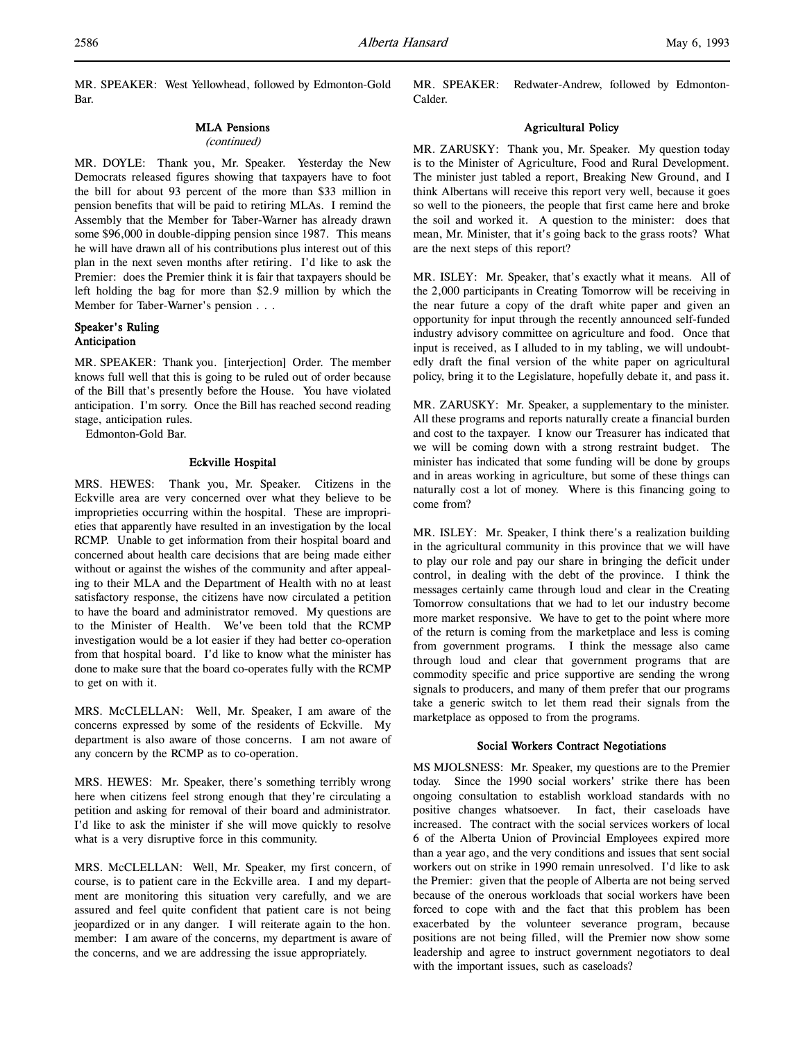MR. SPEAKER: West Yellowhead, followed by Edmonton-Gold Bar.

### MLA Pensions

*(continued)*

MR. DOYLE: Thank you, Mr. Speaker. Yesterday the New Democrats released figures showing that taxpayers have to foot the bill for about 93 percent of the more than $33 million in pension benefits that will be paid to retiring MLAs. I remind the Assembly that the Member for Taber-Warner has already drawn some $96,000 in double-dipping pension since 1987. This means he will have drawn all of his contributions plus interest out of this plan in the next seven months after retiring. I'd like to ask the Premier: does the Premier think it is fair that taxpayers should be left holding the bag for more than $2.9 million by which the Member for Taber-Warner's pension . . .

### Speaker's Ruling
### Anticipation

MR. SPEAKER: Thank you. [interjection] Order. The member knows full well that this is going to be ruled out of order because of the Bill that's presently before the House. You have violated anticipation. I'm sorry. Once the Bill has reached second reading stage, anticipation rules.

Edmonton-Gold Bar.

### Eckville Hospital

MRS. HEWES: Thank you, Mr. Speaker. Citizens in the Eckville area are very concerned over what they believe to be improprieties occurring within the hospital. These are improprieties that apparently have resulted in an investigation by the local RCMP. Unable to get information from their hospital board and concerned about health care decisions that are being made either without or against the wishes of the community and after appealing to their MLA and the Department of Health with no at least satisfactory response, the citizens have now circulated a petition to have the board and administrator removed. My questions are to the Minister of Health. We've been told that the RCMP investigation would be a lot easier if they had better co-operation from that hospital board. I'd like to know what the minister has done to make sure that the board co-operates fully with the RCMP to get on with it.

MRS. McCLELLAN: Well, Mr. Speaker, I am aware of the concerns expressed by some of the residents of Eckville. My department is also aware of those concerns. I am not aware of any concern by the RCMP as to co-operation.

MRS. HEWES: Mr. Speaker, there's something terribly wrong here when citizens feel strong enough that they're circulating a petition and asking for removal of their board and administrator. I'd like to ask the minister if she will move quickly to resolve what is a very disruptive force in this community.

MRS. McCLELLAN: Well, Mr. Speaker, my first concern, of course, is to patient care in the Eckville area. I and my department are monitoring this situation very carefully, and we are assured and feel quite confident that patient care is not being jeopardized or in any danger. I will reiterate again to the hon. member: I am aware of the concerns, my department is aware of the concerns, and we are addressing the issue appropriately.

MR. SPEAKER: Redwater-Andrew, followed by Edmonton-Calder.

### Agricultural Policy

MR. ZARUSKY: Thank you, Mr. Speaker. My question today is to the Minister of Agriculture, Food and Rural Development. The minister just tabled a report, Breaking New Ground, and I think Albertans will receive this report very well, because it goes so well to the pioneers, the people that first came here and broke the soil and worked it. A question to the minister: does that mean, Mr. Minister, that it's going back to the grass roots? What are the next steps of this report?

MR. ISLEY: Mr. Speaker, that's exactly what it means. All of the 2,000 participants in Creating Tomorrow will be receiving in the near future a copy of the draft white paper and given an opportunity for input through the recently announced self-funded industry advisory committee on agriculture and food. Once that input is received, as I alluded to in my tabling, we will undoubtedly draft the final version of the white paper on agricultural policy, bring it to the Legislature, hopefully debate it, and pass it.

MR. ZARUSKY: Mr. Speaker, a supplementary to the minister. All these programs and reports naturally create a financial burden and cost to the taxpayer. I know our Treasurer has indicated that we will be coming down with a strong restraint budget. The minister has indicated that some funding will be done by groups and in areas working in agriculture, but some of these things can naturally cost a lot of money. Where is this financing going to come from?

MR. ISLEY: Mr. Speaker, I think there's a realization building in the agricultural community in this province that we will have to play our role and pay our share in bringing the deficit under control, in dealing with the debt of the province. I think the messages certainly came through loud and clear in the Creating Tomorrow consultations that we had to let our industry become more market responsive. We have to get to the point where more of the return is coming from the marketplace and less is coming from government programs. I think the message also came through loud and clear that government programs that are commodity specific and price supportive are sending the wrong signals to producers, and many of them prefer that our programs take a generic switch to let them read their signals from the marketplace as opposed to from the programs.

### Social Workers Contract Negotiations

MS MJOLSNESS: Mr. Speaker, my questions are to the Premier today. Since the 1990 social workers' strike there has been ongoing consultation to establish workload standards with no positive changes whatsoever. In fact, their caseloads have increased. The contract with the social services workers of local 6 of the Alberta Union of Provincial Employees expired more than a year ago, and the very conditions and issues that sent social workers out on strike in 1990 remain unresolved. I'd like to ask the Premier: given that the people of Alberta are not being served because of the onerous workloads that social workers have been forced to cope with and the fact that this problem has been exacerbated by the volunteer severance program, because positions are not being filled, will the Premier now show some leadership and agree to instruct government negotiators to deal with the important issues, such as caseloads?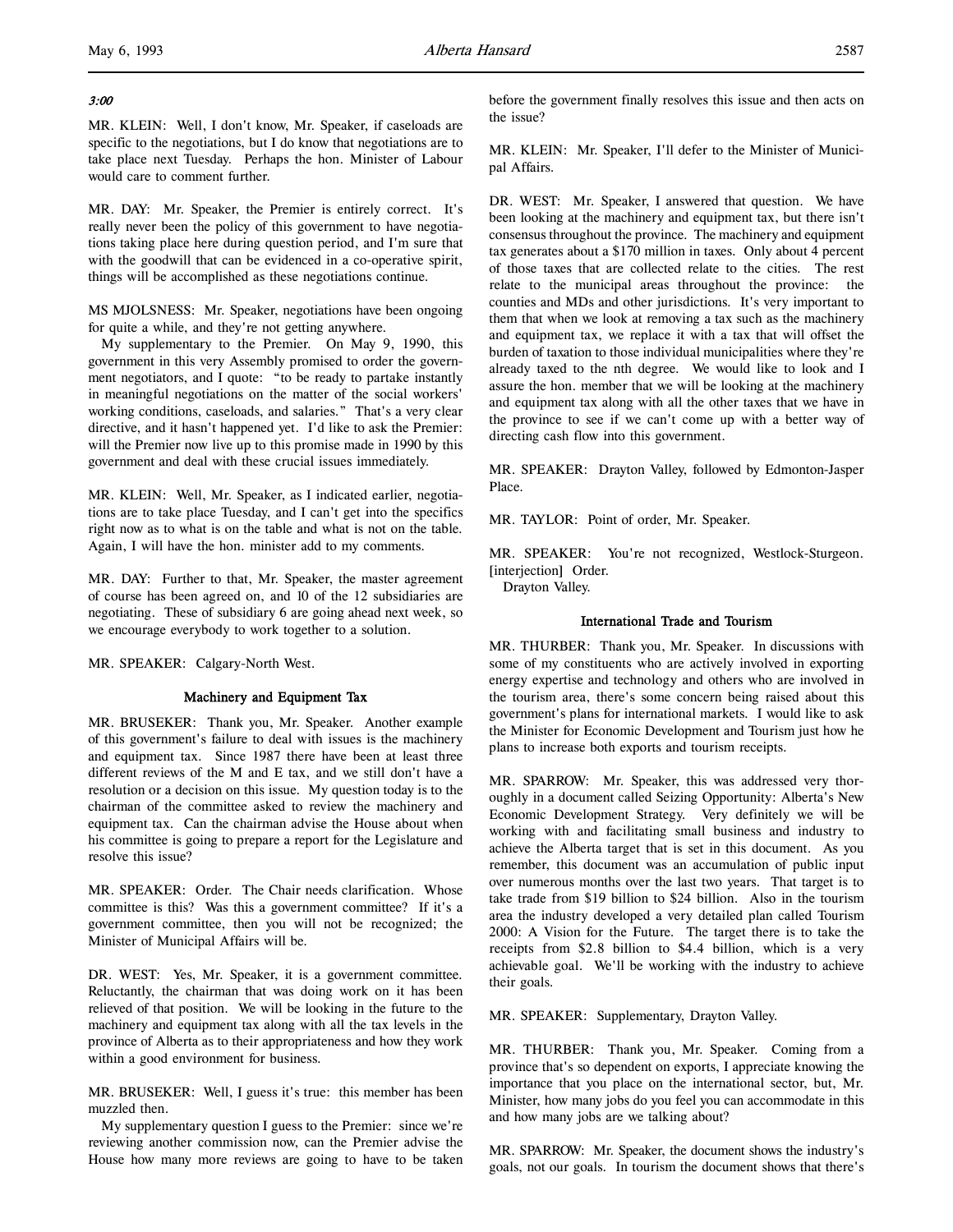*3:00*

MR. KLEIN: Well, I don't know, Mr. Speaker, if caseloads are specific to the negotiations, but I do know that negotiations are to take place next Tuesday. Perhaps the hon. Minister of Labour would care to comment further.

MR. DAY: Mr. Speaker, the Premier is entirely correct. It's really never been the policy of this government to have negotiations taking place here during question period, and I'm sure that with the goodwill that can be evidenced in a co-operative spirit, things will be accomplished as these negotiations continue.

MS MJOLSNESS: Mr. Speaker, negotiations have been ongoing for quite a while, and they're not getting anywhere.

My supplementary to the Premier. On May 9, 1990, this government in this very Assembly promised to order the government negotiators, and I quote: "to be ready to partake instantly in meaningful negotiations on the matter of the social workers' working conditions, caseloads, and salaries." That's a very clear directive, and it hasn't happened yet. I'd like to ask the Premier: will the Premier now live up to this promise made in 1990 by this government and deal with these crucial issues immediately.

MR. KLEIN: Well, Mr. Speaker, as I indicated earlier, negotiations are to take place Tuesday, and I can't get into the specifics right now as to what is on the table and what is not on the table. Again, I will have the hon. minister add to my comments.

MR. DAY: Further to that, Mr. Speaker, the master agreement of course has been agreed on, and 10 of the 12 subsidiaries are negotiating. These of subsidiary 6 are going ahead next week, so we encourage everybody to work together to a solution.

MR. SPEAKER: Calgary-North West.

### Machinery and Equipment Tax

MR. BRUSEKER: Thank you, Mr. Speaker. Another example of this government's failure to deal with issues is the machinery and equipment tax. Since 1987 there have been at least three different reviews of the M and E tax, and we still don't have a resolution or a decision on this issue. My question today is to the chairman of the committee asked to review the machinery and equipment tax. Can the chairman advise the House about when his committee is going to prepare a report for the Legislature and resolve this issue?

MR. SPEAKER: Order. The Chair needs clarification. Whose committee is this? Was this a government committee? If it's a government committee, then you will not be recognized; the Minister of Municipal Affairs will be.

DR. WEST: Yes, Mr. Speaker, it is a government committee. Reluctantly, the chairman that was doing work on it has been relieved of that position. We will be looking in the future to the machinery and equipment tax along with all the tax levels in the province of Alberta as to their appropriateness and how they work within a good environment for business.

MR. BRUSEKER: Well, I guess it's true: this member has been muzzled then.

My supplementary question I guess to the Premier: since we're reviewing another commission now, can the Premier advise the House how many more reviews are going to have to be taken before the government finally resolves this issue and then acts on the issue?

MR. KLEIN: Mr. Speaker, I'll defer to the Minister of Municipal Affairs.

DR. WEST: Mr. Speaker, I answered that question. We have been looking at the machinery and equipment tax, but there isn't consensus throughout the province. The machinery and equipment tax generates about a $170 million in taxes. Only about 4 percent of those taxes that are collected relate to the cities. The rest relate to the municipal areas throughout the province: the counties and MDs and other jurisdictions. It's very important to them that when we look at removing a tax such as the machinery and equipment tax, we replace it with a tax that will offset the burden of taxation to those individual municipalities where they're already taxed to the nth degree. We would like to look and I assure the hon. member that we will be looking at the machinery and equipment tax along with all the other taxes that we have in the province to see if we can't come up with a better way of directing cash flow into this government.

MR. SPEAKER: Drayton Valley, followed by Edmonton-Jasper Place.

MR. TAYLOR: Point of order, Mr. Speaker.

MR. SPEAKER: You're not recognized, Westlock-Sturgeon. [interjection] Order.

Drayton Valley.

### International Trade and Tourism

MR. THURBER: Thank you, Mr. Speaker. In discussions with some of my constituents who are actively involved in exporting energy expertise and technology and others who are involved in the tourism area, there's some concern being raised about this government's plans for international markets. I would like to ask the Minister for Economic Development and Tourism just how he plans to increase both exports and tourism receipts.

MR. SPARROW: Mr. Speaker, this was addressed very thoroughly in a document called Seizing Opportunity: Alberta's New Economic Development Strategy. Very definitely we will be working with and facilitating small business and industry to achieve the Alberta target that is set in this document. As you remember, this document was an accumulation of public input over numerous months over the last two years. That target is to take trade from $19 billion to $24 billion. Also in the tourism area the industry developed a very detailed plan called Tourism 2000: A Vision for the Future. The target there is to take the receipts from $2.8 billion to $4.4 billion, which is a very achievable goal. We'll be working with the industry to achieve their goals.

MR. SPEAKER: Supplementary, Drayton Valley.

MR. THURBER: Thank you, Mr. Speaker. Coming from a province that's so dependent on exports, I appreciate knowing the importance that you place on the international sector, but, Mr. Minister, how many jobs do you feel you can accommodate in this and how many jobs are we talking about?

MR. SPARROW: Mr. Speaker, the document shows the industry's goals, not our goals. In tourism the document shows that there's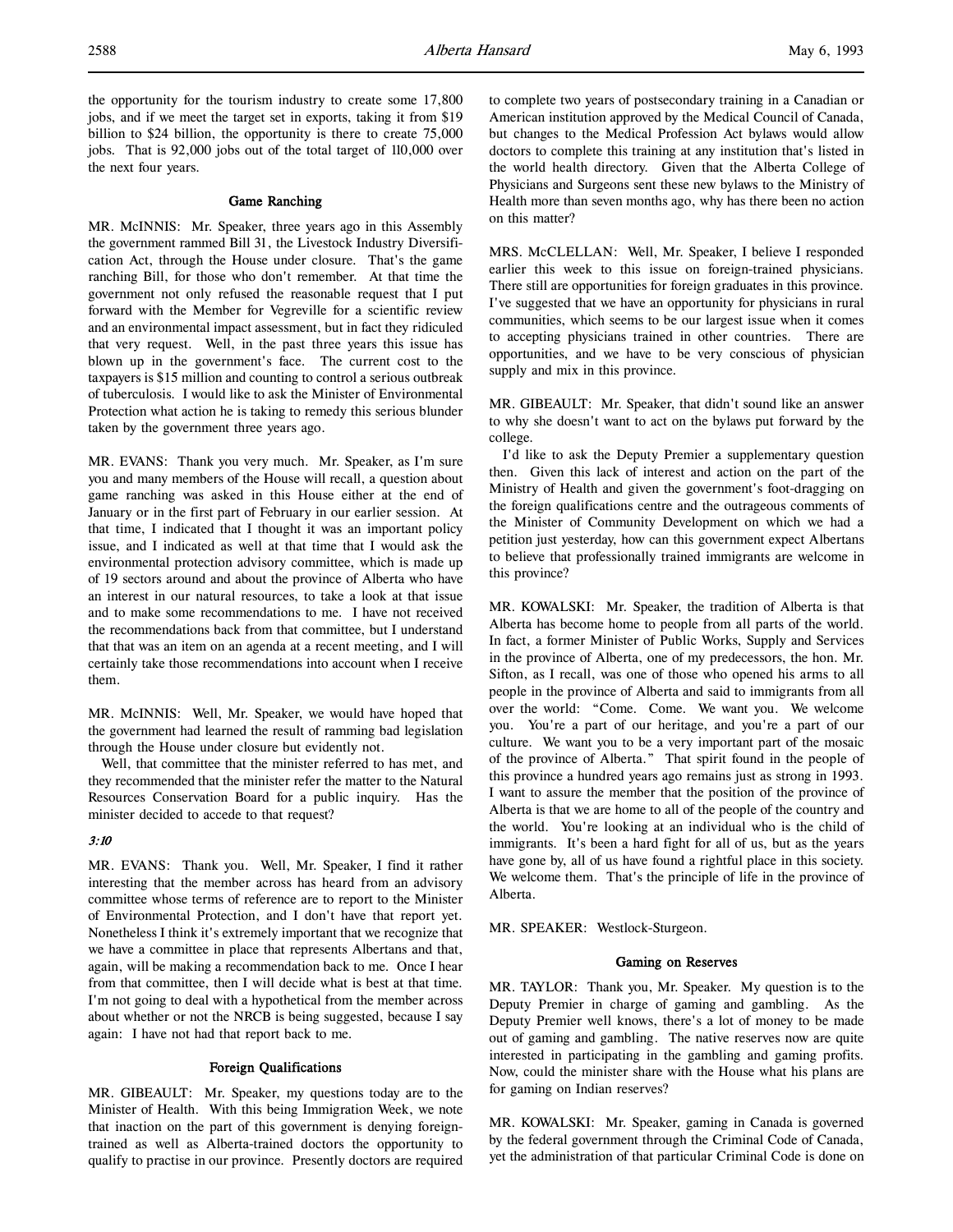the opportunity for the tourism industry to create some 17,800 jobs, and if we meet the target set in exports, taking it from $19 billion to $24 billion, the opportunity is there to create 75,000 jobs. That is 92,000 jobs out of the total target of 110,000 over the next four years.

### Game Ranching

MR. McINNIS: Mr. Speaker, three years ago in this Assembly the government rammed Bill 31, the Livestock Industry Diversification Act, through the House under closure. That's the game ranching Bill, for those who don't remember. At that time the government not only refused the reasonable request that I put forward with the Member for Vegreville for a scientific review and an environmental impact assessment, but in fact they ridiculed that very request. Well, in the past three years this issue has blown up in the government's face. The current cost to the taxpayers is $15 million and counting to control a serious outbreak of tuberculosis. I would like to ask the Minister of Environmental Protection what action he is taking to remedy this serious blunder taken by the government three years ago.

MR. EVANS: Thank you very much. Mr. Speaker, as I'm sure you and many members of the House will recall, a question about game ranching was asked in this House either at the end of January or in the first part of February in our earlier session. At that time, I indicated that I thought it was an important policy issue, and I indicated as well at that time that I would ask the environmental protection advisory committee, which is made up of 19 sectors around and about the province of Alberta who have an interest in our natural resources, to take a look at that issue and to make some recommendations to me. I have not received the recommendations back from that committee, but I understand that that was an item on an agenda at a recent meeting, and I will certainly take those recommendations into account when I receive them.

MR. McINNIS: Well, Mr. Speaker, we would have hoped that the government had learned the result of ramming bad legislation through the House under closure but evidently not.

Well, that committee that the minister referred to has met, and they recommended that the minister refer the matter to the Natural Resources Conservation Board for a public inquiry. Has the minister decided to accede to that request?

*3:10*

MR. EVANS: Thank you. Well, Mr. Speaker, I find it rather interesting that the member across has heard from an advisory committee whose terms of reference are to report to the Minister of Environmental Protection, and I don't have that report yet. Nonetheless I think it's extremely important that we recognize that we have a committee in place that represents Albertans and that, again, will be making a recommendation back to me. Once I hear from that committee, then I will decide what is best at that time. I'm not going to deal with a hypothetical from the member across about whether or not the NRCB is being suggested, because I say again: I have not had that report back to me.

### Foreign Qualifications

MR. GIBEAULT: Mr. Speaker, my questions today are to the Minister of Health. With this being Immigration Week, we note that inaction on the part of this government is denying foreign-trained as well as Alberta-trained doctors the opportunity to qualify to practise in our province. Presently doctors are required to complete two years of postsecondary training in a Canadian or American institution approved by the Medical Council of Canada, but changes to the Medical Profession Act bylaws would allow doctors to complete this training at any institution that's listed in the world health directory. Given that the Alberta College of Physicians and Surgeons sent these new bylaws to the Ministry of Health more than seven months ago, why has there been no action on this matter?

MRS. McCLELLAN: Well, Mr. Speaker, I believe I responded earlier this week to this issue on foreign-trained physicians. There still are opportunities for foreign graduates in this province. I've suggested that we have an opportunity for physicians in rural communities, which seems to be our largest issue when it comes to accepting physicians trained in other countries. There are opportunities, and we have to be very conscious of physician supply and mix in this province.

MR. GIBEAULT: Mr. Speaker, that didn't sound like an answer to why she doesn't want to act on the bylaws put forward by the college.

I'd like to ask the Deputy Premier a supplementary question then. Given this lack of interest and action on the part of the Ministry of Health and given the government's foot-dragging on the foreign qualifications centre and the outrageous comments of the Minister of Community Development on which we had a petition just yesterday, how can this government expect Albertans to believe that professionally trained immigrants are welcome in this province?

MR. KOWALSKI: Mr. Speaker, the tradition of Alberta is that Alberta has become home to people from all parts of the world. In fact, a former Minister of Public Works, Supply and Services in the province of Alberta, one of my predecessors, the hon. Mr. Sifton, as I recall, was one of those who opened his arms to all people in the province of Alberta and said to immigrants from all over the world: "Come. Come. We want you. We welcome you. You're a part of our heritage, and you're a part of our culture. We want you to be a very important part of the mosaic of the province of Alberta." That spirit found in the people of this province a hundred years ago remains just as strong in 1993. I want to assure the member that the position of the province of Alberta is that we are home to all of the people of the country and the world. You're looking at an individual who is the child of immigrants. It's been a hard fight for all of us, but as the years have gone by, all of us have found a rightful place in this society. We welcome them. That's the principle of life in the province of Alberta.

MR. SPEAKER: Westlock-Sturgeon.

### Gaming on Reserves

MR. TAYLOR: Thank you, Mr. Speaker. My question is to the Deputy Premier in charge of gaming and gambling. As the Deputy Premier well knows, there's a lot of money to be made out of gaming and gambling. The native reserves now are quite interested in participating in the gambling and gaming profits. Now, could the minister share with the House what his plans are for gaming on Indian reserves?

MR. KOWALSKI: Mr. Speaker, gaming in Canada is governed by the federal government through the Criminal Code of Canada, yet the administration of that particular Criminal Code is done on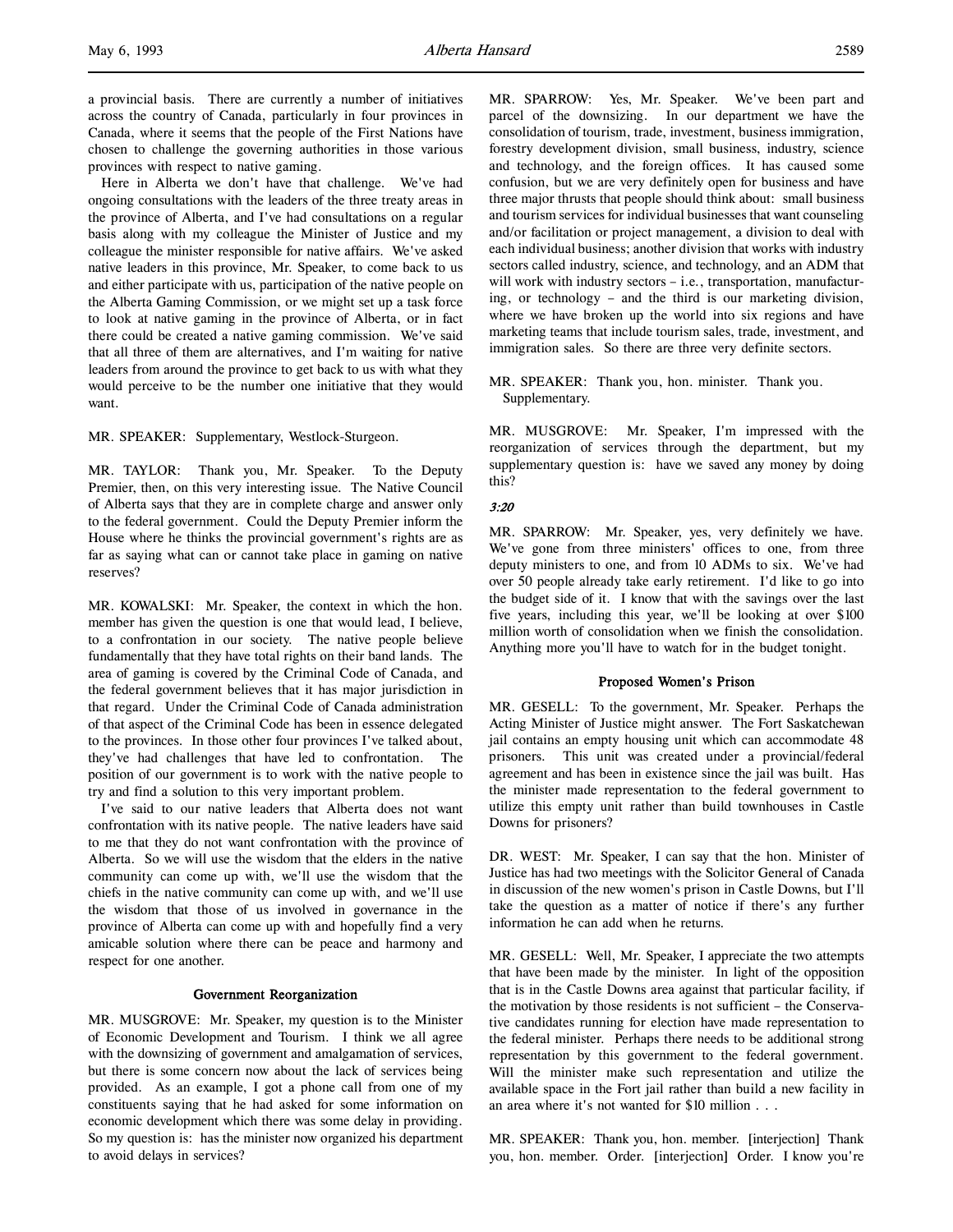a provincial basis. There are currently a number of initiatives across the country of Canada, particularly in four provinces in Canada, where it seems that the people of the First Nations have chosen to challenge the governing authorities in those various provinces with respect to native gaming.

Here in Alberta we don't have that challenge. We've had ongoing consultations with the leaders of the three treaty areas in the province of Alberta, and I've had consultations on a regular basis along with my colleague the Minister of Justice and my colleague the minister responsible for native affairs. We've asked native leaders in this province, Mr. Speaker, to come back to us and either participate with us, participation of the native people on the Alberta Gaming Commission, or we might set up a task force to look at native gaming in the province of Alberta, or in fact there could be created a native gaming commission. We've said that all three of them are alternatives, and I'm waiting for native leaders from around the province to get back to us with what they would perceive to be the number one initiative that they would want.

MR. SPEAKER: Supplementary, Westlock-Sturgeon.

MR. TAYLOR: Thank you, Mr. Speaker. To the Deputy Premier, then, on this very interesting issue. The Native Council of Alberta says that they are in complete charge and answer only to the federal government. Could the Deputy Premier inform the House where he thinks the provincial government's rights are as far as saying what can or cannot take place in gaming on native reserves?

MR. KOWALSKI: Mr. Speaker, the context in which the hon. member has given the question is one that would lead, I believe, to a confrontation in our society. The native people believe fundamentally that they have total rights on their band lands. The area of gaming is covered by the Criminal Code of Canada, and the federal government believes that it has major jurisdiction in that regard. Under the Criminal Code of Canada administration of that aspect of the Criminal Code has been in essence delegated to the provinces. In those other four provinces I've talked about, they've had challenges that have led to confrontation. The position of our government is to work with the native people to try and find a solution to this very important problem.

I've said to our native leaders that Alberta does not want confrontation with its native people. The native leaders have said to me that they do not want confrontation with the province of Alberta. So we will use the wisdom that the elders in the native community can come up with, we'll use the wisdom that the chiefs in the native community can come up with, and we'll use the wisdom that those of us involved in governance in the province of Alberta can come up with and hopefully find a very amicable solution where there can be peace and harmony and respect for one another.

### Government Reorganization

MR. MUSGROVE: Mr. Speaker, my question is to the Minister of Economic Development and Tourism. I think we all agree with the downsizing of government and amalgamation of services, but there is some concern now about the lack of services being provided. As an example, I got a phone call from one of my constituents saying that he had asked for some information on economic development which there was some delay in providing. So my question is: has the minister now organized his department to avoid delays in services?

MR. SPARROW: Yes, Mr. Speaker. We've been part and parcel of the downsizing. In our department we have the consolidation of tourism, trade, investment, business immigration, forestry development division, small business, industry, science and technology, and the foreign offices. It has caused some confusion, but we are very definitely open for business and have three major thrusts that people should think about: small business and tourism services for individual businesses that want counseling and/or facilitation or project management, a division to deal with each individual business; another division that works with industry sectors called industry, science, and technology, and an ADM that will work with industry sectors – i.e., transportation, manufacturing, or technology – and the third is our marketing division, where we have broken up the world into six regions and have marketing teams that include tourism sales, trade, investment, and immigration sales. So there are three very definite sectors.

MR. SPEAKER: Thank you, hon. minister. Thank you. Supplementary.

MR. MUSGROVE: Mr. Speaker, I'm impressed with the reorganization of services through the department, but my supplementary question is: have we saved any money by doing this?

*3:20*

MR. SPARROW: Mr. Speaker, yes, very definitely we have. We've gone from three ministers' offices to one, from three deputy ministers to one, and from 10 ADMs to six. We've had over 50 people already take early retirement. I'd like to go into the budget side of it. I know that with the savings over the last five years, including this year, we'll be looking at over $100 million worth of consolidation when we finish the consolidation. Anything more you'll have to watch for in the budget tonight.

### Proposed Women's Prison

MR. GESELL: To the government, Mr. Speaker. Perhaps the Acting Minister of Justice might answer. The Fort Saskatchewan jail contains an empty housing unit which can accommodate 48 prisoners. This unit was created under a provincial/federal agreement and has been in existence since the jail was built. Has the minister made representation to the federal government to utilize this empty unit rather than build townhouses in Castle Downs for prisoners?

DR. WEST: Mr. Speaker, I can say that the hon. Minister of Justice has had two meetings with the Solicitor General of Canada in discussion of the new women's prison in Castle Downs, but I'll take the question as a matter of notice if there's any further information he can add when he returns.

MR. GESELL: Well, Mr. Speaker, I appreciate the two attempts that have been made by the minister. In light of the opposition that is in the Castle Downs area against that particular facility, if the motivation by those residents is not sufficient – the Conservative candidates running for election have made representation to the federal minister. Perhaps there needs to be additional strong representation by this government to the federal government. Will the minister make such representation and utilize the available space in the Fort jail rather than build a new facility in an area where it's not wanted for $10 million . . .

MR. SPEAKER: Thank you, hon. member. [interjection] Thank you, hon. member. Order. [interjection] Order. I know you're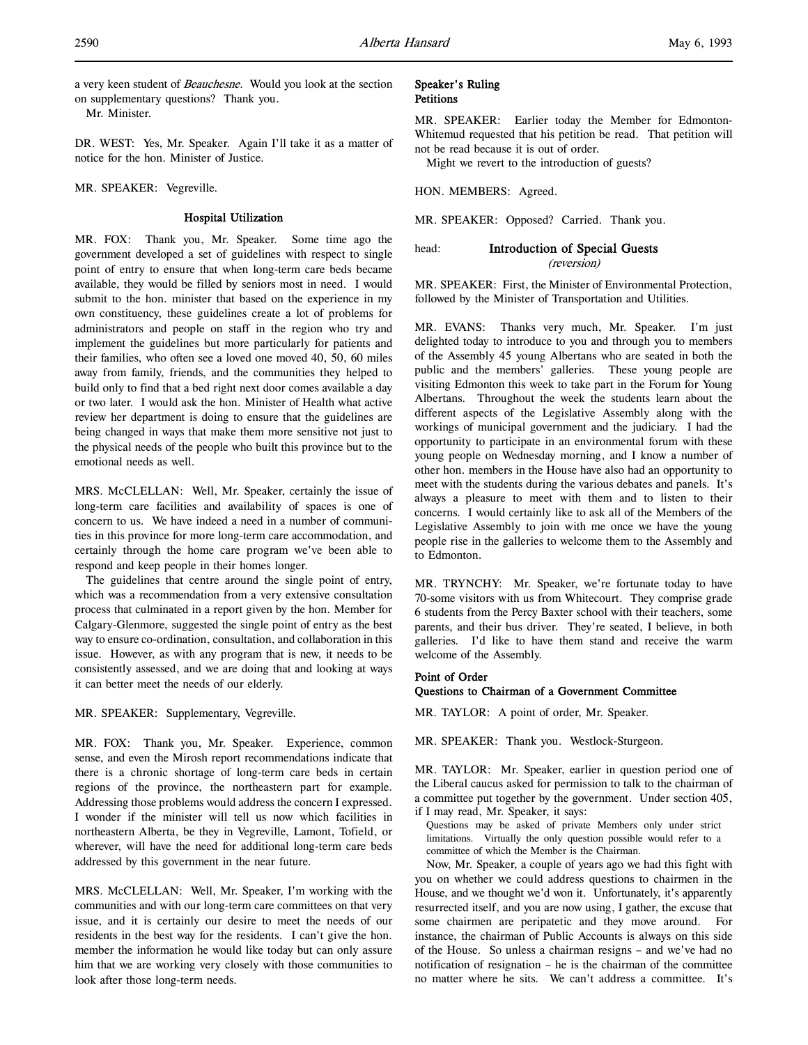a very keen student of *Beauchesne*. Would you look at the section on supplementary questions? Thank you.

Mr. Minister.

DR. WEST: Yes, Mr. Speaker. Again I'll take it as a matter of notice for the hon. Minister of Justice.

MR. SPEAKER: Vegreville.

### Hospital Utilization

MR. FOX: Thank you, Mr. Speaker. Some time ago the government developed a set of guidelines with respect to single point of entry to ensure that when long-term care beds became available, they would be filled by seniors most in need. I would submit to the hon. minister that based on the experience in my own constituency, these guidelines create a lot of problems for administrators and people on staff in the region who try and implement the guidelines but more particularly for patients and their families, who often see a loved one moved 40, 50, 60 miles away from family, friends, and the communities they helped to build only to find that a bed right next door comes available a day or two later. I would ask the hon. Minister of Health what active review her department is doing to ensure that the guidelines are being changed in ways that make them more sensitive not just to the physical needs of the people who built this province but to the emotional needs as well.

MRS. McCLELLAN: Well, Mr. Speaker, certainly the issue of long-term care facilities and availability of spaces is one of concern to us. We have indeed a need in a number of communities in this province for more long-term care accommodation, and certainly through the home care program we've been able to respond and keep people in their homes longer.

The guidelines that centre around the single point of entry, which was a recommendation from a very extensive consultation process that culminated in a report given by the hon. Member for Calgary-Glenmore, suggested the single point of entry as the best way to ensure co-ordination, consultation, and collaboration in this issue. However, as with any program that is new, it needs to be consistently assessed, and we are doing that and looking at ways it can better meet the needs of our elderly.

MR. SPEAKER: Supplementary, Vegreville.

MR. FOX: Thank you, Mr. Speaker. Experience, common sense, and even the Mirosh report recommendations indicate that there is a chronic shortage of long-term care beds in certain regions of the province, the northeastern part for example. Addressing those problems would address the concern I expressed. I wonder if the minister will tell us now which facilities in northeastern Alberta, be they in Vegreville, Lamont, Tofield, or wherever, will have the need for additional long-term care beds addressed by this government in the near future.

MRS. McCLELLAN: Well, Mr. Speaker, I'm working with the communities and with our long-term care committees on that very issue, and it is certainly our desire to meet the needs of our residents in the best way for the residents. I can't give the hon. member the information he would like today but can only assure him that we are working very closely with those communities to look after those long-term needs.

### Speaker's Ruling
### Petitions

MR. SPEAKER: Earlier today the Member for Edmonton-Whitemud requested that his petition be read. That petition will not be read because it is out of order.

Might we revert to the introduction of guests?

HON. MEMBERS: Agreed.

MR. SPEAKER: Opposed? Carried. Thank you.

## head: Introduction of Special Guests
*(reversion)*

MR. SPEAKER: First, the Minister of Environmental Protection, followed by the Minister of Transportation and Utilities.

MR. EVANS: Thanks very much, Mr. Speaker. I'm just delighted today to introduce to you and through you to members of the Assembly 45 young Albertans who are seated in both the public and the members' galleries. These young people are visiting Edmonton this week to take part in the Forum for Young Albertans. Throughout the week the students learn about the different aspects of the Legislative Assembly along with the workings of municipal government and the judiciary. I had the opportunity to participate in an environmental forum with these young people on Wednesday morning, and I know a number of other hon. members in the House have also had an opportunity to meet with the students during the various debates and panels. It's always a pleasure to meet with them and to listen to their concerns. I would certainly like to ask all of the Members of the Legislative Assembly to join with me once we have the young people rise in the galleries to welcome them to the Assembly and to Edmonton.

MR. TRYNCHY: Mr. Speaker, we're fortunate today to have 70-some visitors with us from Whitecourt. They comprise grade 6 students from the Percy Baxter school with their teachers, some parents, and their bus driver. They're seated, I believe, in both galleries. I'd like to have them stand and receive the warm welcome of the Assembly.

### Point of Order
### Questions to Chairman of a Government Committee

MR. TAYLOR: A point of order, Mr. Speaker.

MR. SPEAKER: Thank you. Westlock-Sturgeon.

MR. TAYLOR: Mr. Speaker, earlier in question period one of the Liberal caucus asked for permission to talk to the chairman of a committee put together by the government. Under section 405, if I may read, Mr. Speaker, it says:

> Questions may be asked of private Members only under strict limitations. Virtually the only question possible would refer to a committee of which the Member is the Chairman.

Now, Mr. Speaker, a couple of years ago we had this fight with you on whether we could address questions to chairmen in the House, and we thought we'd won it. Unfortunately, it's apparently resurrected itself, and you are now using, I gather, the excuse that some chairmen are peripatetic and they move around. For instance, the chairman of Public Accounts is always on this side of the House. So unless a chairman resigns – and we've had no notification of resignation – he is the chairman of the committee no matter where he sits. We can't address a committee. It's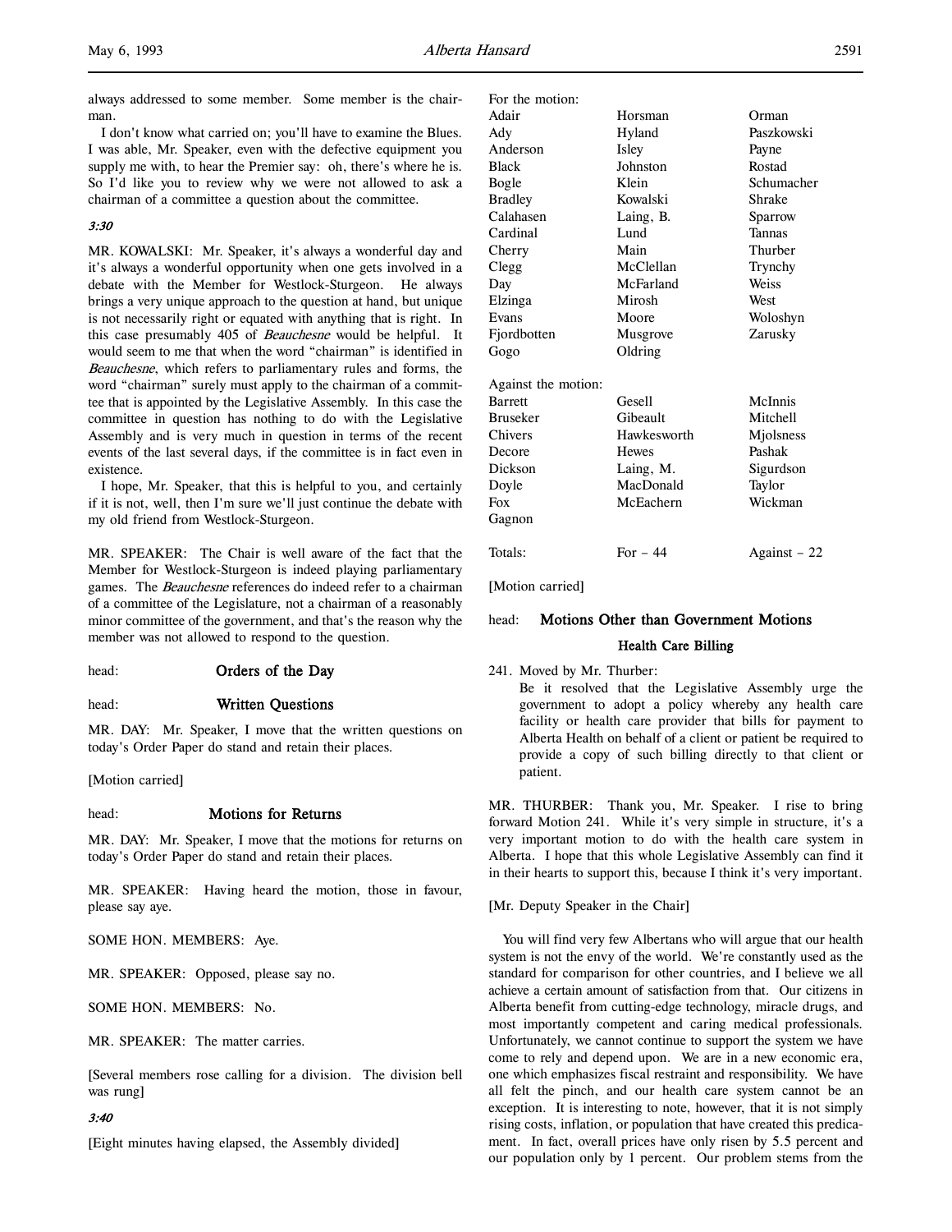always addressed to some member. Some member is the chairman.

I don't know what carried on; you'll have to examine the Blues. I was able, Mr. Speaker, even with the defective equipment you supply me with, to hear the Premier say: oh, there's where he is. So I'd like you to review why we were not allowed to ask a chairman of a committee a question about the committee.

*3:30*

MR. KOWALSKI: Mr. Speaker, it's always a wonderful day and it's always a wonderful opportunity when one gets involved in a debate with the Member for Westlock-Sturgeon. He always brings a very unique approach to the question at hand, but unique is not necessarily right or equated with anything that is right. In this case presumably 405 of *Beauchesne* would be helpful. It would seem to me that when the word "chairman" is identified in *Beauchesne*, which refers to parliamentary rules and forms, the word "chairman" surely must apply to the chairman of a committee that is appointed by the Legislative Assembly. In this case the committee in question has nothing to do with the Legislative Assembly and is very much in question in terms of the recent events of the last several days, if the committee is in fact even in existence.

I hope, Mr. Speaker, that this is helpful to you, and certainly if it is not, well, then I'm sure we'll just continue the debate with my old friend from Westlock-Sturgeon.

MR. SPEAKER: The Chair is well aware of the fact that the Member for Westlock-Sturgeon is indeed playing parliamentary games. The *Beauchesne* references do indeed refer to a chairman of a committee of the Legislature, not a chairman of a reasonably minor committee of the government, and that's the reason why the member was not allowed to respond to the question.

head: **Orders of the Day**

head: **Written Questions**

MR. DAY: Mr. Speaker, I move that the written questions on today's Order Paper do stand and retain their places.

[Motion carried]

head: **Motions for Returns**

MR. DAY: Mr. Speaker, I move that the motions for returns on today's Order Paper do stand and retain their places.

MR. SPEAKER: Having heard the motion, those in favour, please say aye.

SOME HON. MEMBERS: Aye.

MR. SPEAKER: Opposed, please say no.

SOME HON. MEMBERS: No.

MR. SPEAKER: The matter carries.

[Several members rose calling for a division. The division bell was rung]

*3:40*

[Eight minutes having elapsed, the Assembly divided]

For the motion:

| | | |
|---|---|---|
| Adair | Horsman | Orman |
| Ady | Hyland | Paszkowski |
| Anderson | Isley | Payne |
| Black | Johnston | Rostad |
| Bogle | Klein | Schumacher |
| Bradley | Kowalski | Shrake |
| Calahasen | Laing, B. | Sparrow |
| Cardinal | Lund | Tannas |
| Cherry | Main | Thurber |
| Clegg | McClellan | Trynchy |
| Day | McFarland | Weiss |
| Elzinga | Mirosh | West |
| Evans | Moore | Woloshyn |
| Fjordbotten | Musgrove | Zarusky |
| Gogo | Oldring | |

Against the motion:

| | | |
|---|---|---|
| Barrett | Gesell | McInnis |
| Bruseker | Gibeault | Mitchell |
| Chivers | Hawkesworth | Mjolsness |
| Decore | Hewes | Pashak |
| Dickson | Laing, M. | Sigurdson |
| Doyle | MacDonald | Taylor |
| Fox | McEachern | Wickman |
| Gagnon | | |

| | | |
|---|---|---|
| Totals: | For – 44 | Against – 22 |

[Motion carried]

head: **Motions Other than Government Motions**

### Health Care Billing

241. Moved by Mr. Thurber:
Be it resolved that the Legislative Assembly urge the government to adopt a policy whereby any health care facility or health care provider that bills for payment to Alberta Health on behalf of a client or patient be required to provide a copy of such billing directly to that client or patient.

MR. THURBER: Thank you, Mr. Speaker. I rise to bring forward Motion 241. While it's very simple in structure, it's a very important motion to do with the health care system in Alberta. I hope that this whole Legislative Assembly can find it in their hearts to support this, because I think it's very important.

[Mr. Deputy Speaker in the Chair]

You will find very few Albertans who will argue that our health system is not the envy of the world. We're constantly used as the standard for comparison for other countries, and I believe we all achieve a certain amount of satisfaction from that. Our citizens in Alberta benefit from cutting-edge technology, miracle drugs, and most importantly competent and caring medical professionals. Unfortunately, we cannot continue to support the system we have come to rely and depend upon. We are in a new economic era, one which emphasizes fiscal restraint and responsibility. We have all felt the pinch, and our health care system cannot be an exception. It is interesting to note, however, that it is not simply rising costs, inflation, or population that have created this predicament. In fact, overall prices have only risen by 5.5 percent and our population only by 1 percent. Our problem stems from the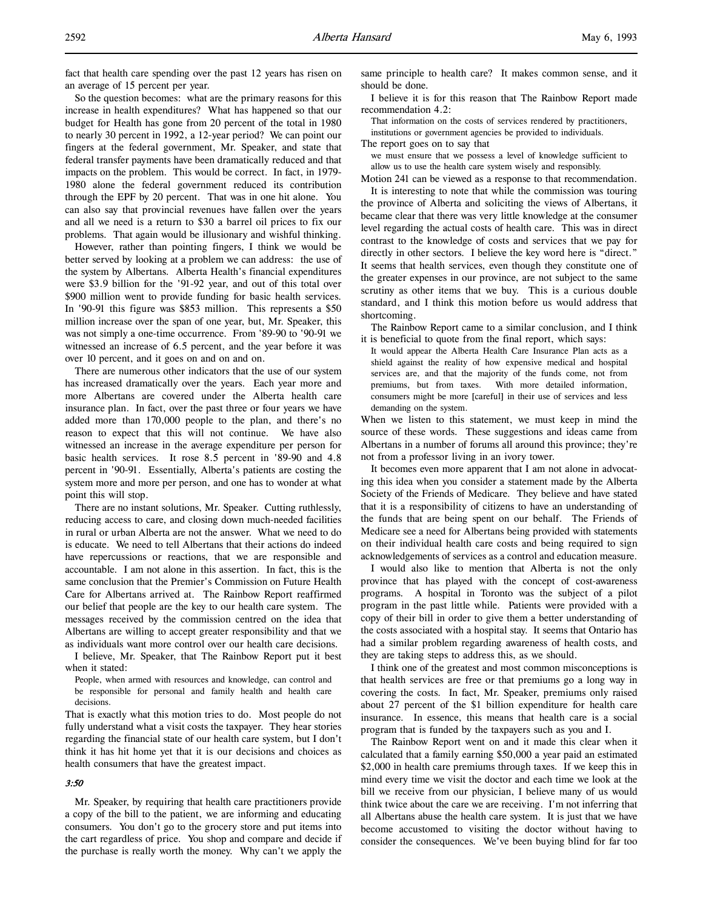fact that health care spending over the past 12 years has risen on an average of 15 percent per year.

So the question becomes: what are the primary reasons for this increase in health expenditures? What has happened so that our budget for Health has gone from 20 percent of the total in 1980 to nearly 30 percent in 1992, a 12-year period? We can point our fingers at the federal government, Mr. Speaker, and state that federal transfer payments have been dramatically reduced and that impacts on the problem. This would be correct. In fact, in 1979-1980 alone the federal government reduced its contribution through the EPF by 20 percent. That was in one hit alone. You can also say that provincial revenues have fallen over the years and all we need is a return to $30 a barrel oil prices to fix our problems. That again would be illusionary and wishful thinking.

However, rather than pointing fingers, I think we would be better served by looking at a problem we can address: the use of the system by Albertans. Alberta Health's financial expenditures were $3.9 billion for the '91-92 year, and out of this total over $900 million went to provide funding for basic health services. In '90-91 this figure was $853 million. This represents a $50 million increase over the span of one year, but, Mr. Speaker, this was not simply a one-time occurrence. From '89-90 to '90-91 we witnessed an increase of 6.5 percent, and the year before it was over 10 percent, and it goes on and on and on.

There are numerous other indicators that the use of our system has increased dramatically over the years. Each year more and more Albertans are covered under the Alberta health care insurance plan. In fact, over the past three or four years we have added more than 170,000 people to the plan, and there's no reason to expect that this will not continue. We have also witnessed an increase in the average expenditure per person for basic health services. It rose 8.5 percent in '89-90 and 4.8 percent in '90-91. Essentially, Alberta's patients are costing the system more and more per person, and one has to wonder at what point this will stop.

There are no instant solutions, Mr. Speaker. Cutting ruthlessly, reducing access to care, and closing down much-needed facilities in rural or urban Alberta are not the answer. What we need to do is educate. We need to tell Albertans that their actions do indeed have repercussions or reactions, that we are responsible and accountable. I am not alone in this assertion. In fact, this is the same conclusion that the Premier's Commission on Future Health Care for Albertans arrived at. The Rainbow Report reaffirmed our belief that people are the key to our health care system. The messages received by the commission centred on the idea that Albertans are willing to accept greater responsibility and that we as individuals want more control over our health care decisions.

I believe, Mr. Speaker, that The Rainbow Report put it best when it stated:

> People, when armed with resources and knowledge, can control and be responsible for personal and family health and health care decisions.

That is exactly what this motion tries to do. Most people do not fully understand what a visit costs the taxpayer. They hear stories regarding the financial state of our health care system, but I don't think it has hit home yet that it is our decisions and choices as health consumers that have the greatest impact.

*3:50*

Mr. Speaker, by requiring that health care practitioners provide a copy of the bill to the patient, we are informing and educating consumers. You don't go to the grocery store and put items into the cart regardless of price. You shop and compare and decide if the purchase is really worth the money. Why can't we apply the same principle to health care? It makes common sense, and it should be done.

I believe it is for this reason that The Rainbow Report made recommendation 4.2:

> That information on the costs of services rendered by practitioners, institutions or government agencies be provided to individuals.

The report goes on to say that

> we must ensure that we possess a level of knowledge sufficient to allow us to use the health care system wisely and responsibly.

Motion 241 can be viewed as a response to that recommendation.

It is interesting to note that while the commission was touring the province of Alberta and soliciting the views of Albertans, it became clear that there was very little knowledge at the consumer level regarding the actual costs of health care. This was in direct contrast to the knowledge of costs and services that we pay for directly in other sectors. I believe the key word here is "direct." It seems that health services, even though they constitute one of the greater expenses in our province, are not subject to the same scrutiny as other items that we buy. This is a curious double standard, and I think this motion before us would address that shortcoming.

The Rainbow Report came to a similar conclusion, and I think it is beneficial to quote from the final report, which says:

> It would appear the Alberta Health Care Insurance Plan acts as a shield against the reality of how expensive medical and hospital services are, and that the majority of the funds come, not from premiums, but from taxes. With more detailed information, consumers might be more [careful] in their use of services and less demanding on the system.

When we listen to this statement, we must keep in mind the source of these words. These suggestions and ideas came from Albertans in a number of forums all around this province; they're not from a professor living in an ivory tower.

It becomes even more apparent that I am not alone in advocating this idea when you consider a statement made by the Alberta Society of the Friends of Medicare. They believe and have stated that it is a responsibility of citizens to have an understanding of the funds that are being spent on our behalf. The Friends of Medicare see a need for Albertans being provided with statements on their individual health care costs and being required to sign acknowledgements of services as a control and education measure.

I would also like to mention that Alberta is not the only province that has played with the concept of cost-awareness programs. A hospital in Toronto was the subject of a pilot program in the past little while. Patients were provided with a copy of their bill in order to give them a better understanding of the costs associated with a hospital stay. It seems that Ontario has had a similar problem regarding awareness of health costs, and they are taking steps to address this, as we should.

I think one of the greatest and most common misconceptions is that health services are free or that premiums go a long way in covering the costs. In fact, Mr. Speaker, premiums only raised about 27 percent of the $1 billion expenditure for health care insurance. In essence, this means that health care is a social program that is funded by the taxpayers such as you and I.

The Rainbow Report went on and it made this clear when it calculated that a family earning $50,000 a year paid an estimated $2,000 in health care premiums through taxes. If we keep this in mind every time we visit the doctor and each time we look at the bill we receive from our physician, I believe many of us would think twice about the care we are receiving. I'm not inferring that all Albertans abuse the health care system. It is just that we have become accustomed to visiting the doctor without having to consider the consequences. We've been buying blind for far too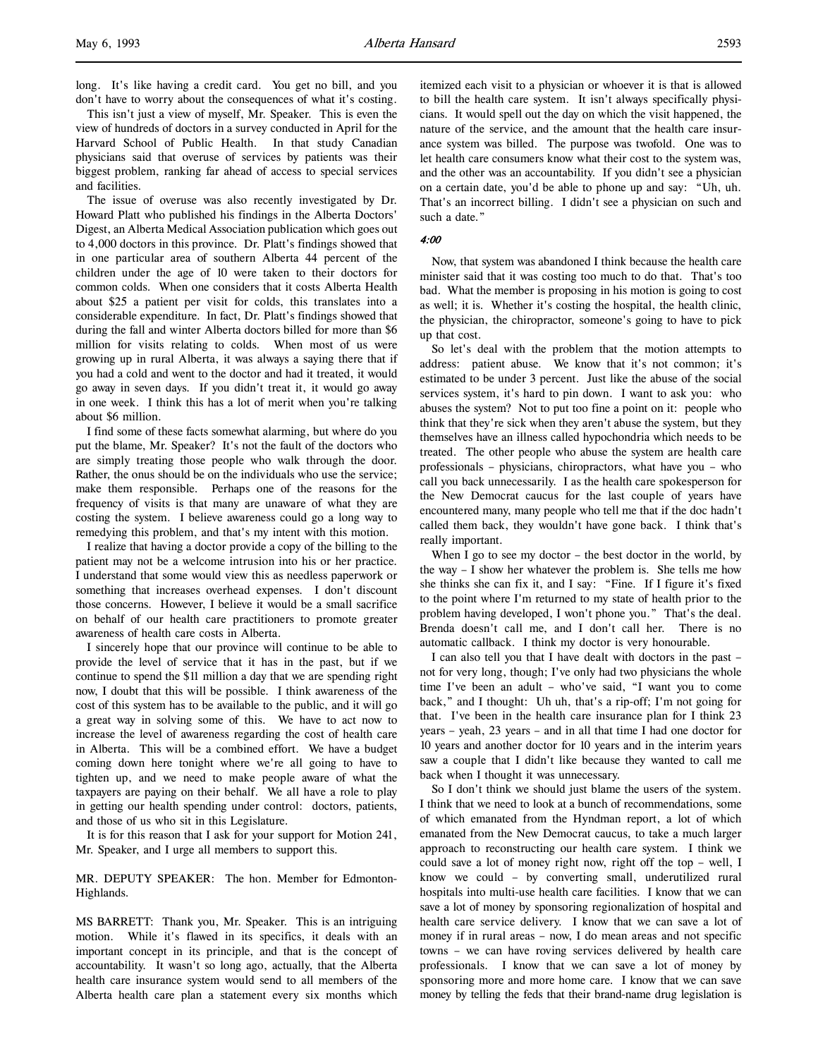long. It's like having a credit card. You get no bill, and you don't have to worry about the consequences of what it's costing.

This isn't just a view of myself, Mr. Speaker. This is even the view of hundreds of doctors in a survey conducted in April for the Harvard School of Public Health. In that study Canadian physicians said that overuse of services by patients was their biggest problem, ranking far ahead of access to special services and facilities.

The issue of overuse was also recently investigated by Dr. Howard Platt who published his findings in the Alberta Doctors' Digest, an Alberta Medical Association publication which goes out to 4,000 doctors in this province. Dr. Platt's findings showed that in one particular area of southern Alberta 44 percent of the children under the age of 10 were taken to their doctors for common colds. When one considers that it costs Alberta Health about $25 a patient per visit for colds, this translates into a considerable expenditure. In fact, Dr. Platt's findings showed that during the fall and winter Alberta doctors billed for more than $6 million for visits relating to colds. When most of us were growing up in rural Alberta, it was always a saying there that if you had a cold and went to the doctor and had it treated, it would go away in seven days. If you didn't treat it, it would go away in one week. I think this has a lot of merit when you're talking about $6 million.

I find some of these facts somewhat alarming, but where do you put the blame, Mr. Speaker? It's not the fault of the doctors who are simply treating those people who walk through the door. Rather, the onus should be on the individuals who use the service; make them responsible. Perhaps one of the reasons for the frequency of visits is that many are unaware of what they are costing the system. I believe awareness could go a long way to remedying this problem, and that's my intent with this motion.

I realize that having a doctor provide a copy of the billing to the patient may not be a welcome intrusion into his or her practice. I understand that some would view this as needless paperwork or something that increases overhead expenses. I don't discount those concerns. However, I believe it would be a small sacrifice on behalf of our health care practitioners to promote greater awareness of health care costs in Alberta.

I sincerely hope that our province will continue to be able to provide the level of service that it has in the past, but if we continue to spend the $11 million a day that we are spending right now, I doubt that this will be possible. I think awareness of the cost of this system has to be available to the public, and it will go a great way in solving some of this. We have to act now to increase the level of awareness regarding the cost of health care in Alberta. This will be a combined effort. We have a budget coming down here tonight where we're all going to have to tighten up, and we need to make people aware of what the taxpayers are paying on their behalf. We all have a role to play in getting our health spending under control: doctors, patients, and those of us who sit in this Legislature.

It is for this reason that I ask for your support for Motion 241, Mr. Speaker, and I urge all members to support this.

MR. DEPUTY SPEAKER: The hon. Member for Edmonton-Highlands.

MS BARRETT: Thank you, Mr. Speaker. This is an intriguing motion. While it's flawed in its specifics, it deals with an important concept in its principle, and that is the concept of accountability. It wasn't so long ago, actually, that the Alberta health care insurance system would send to all members of the Alberta health care plan a statement every six months which itemized each visit to a physician or whoever it is that is allowed to bill the health care system. It isn't always specifically physicians. It would spell out the day on which the visit happened, the nature of the service, and the amount that the health care insurance system was billed. The purpose was twofold. One was to let health care consumers know what their cost to the system was, and the other was an accountability. If you didn't see a physician on a certain date, you'd be able to phone up and say: "Uh, uh. That's an incorrect billing. I didn't see a physician on such and such a date."

*4:00*

Now, that system was abandoned I think because the health care minister said that it was costing too much to do that. That's too bad. What the member is proposing in his motion is going to cost as well; it is. Whether it's costing the hospital, the health clinic, the physician, the chiropractor, someone's going to have to pick up that cost.

So let's deal with the problem that the motion attempts to address: patient abuse. We know that it's not common; it's estimated to be under 3 percent. Just like the abuse of the social services system, it's hard to pin down. I want to ask you: who abuses the system? Not to put too fine a point on it: people who think that they're sick when they aren't abuse the system, but they themselves have an illness called hypochondria which needs to be treated. The other people who abuse the system are health care professionals – physicians, chiropractors, what have you – who call you back unnecessarily. I as the health care spokesperson for the New Democrat caucus for the last couple of years have encountered many, many people who tell me that if the doc hadn't called them back, they wouldn't have gone back. I think that's really important.

When I go to see my doctor – the best doctor in the world, by the way – I show her whatever the problem is. She tells me how she thinks she can fix it, and I say: "Fine. If I figure it's fixed to the point where I'm returned to my state of health prior to the problem having developed, I won't phone you." That's the deal. Brenda doesn't call me, and I don't call her. There is no automatic callback. I think my doctor is very honourable.

I can also tell you that I have dealt with doctors in the past – not for very long, though; I've only had two physicians the whole time I've been an adult – who've said, "I want you to come back," and I thought: Uh uh, that's a rip-off; I'm not going for that. I've been in the health care insurance plan for I think 23 years – yeah, 23 years – and in all that time I had one doctor for 10 years and another doctor for 10 years and in the interim years saw a couple that I didn't like because they wanted to call me back when I thought it was unnecessary.

So I don't think we should just blame the users of the system. I think that we need to look at a bunch of recommendations, some of which emanated from the Hyndman report, a lot of which emanated from the New Democrat caucus, to take a much larger approach to reconstructing our health care system. I think we could save a lot of money right now, right off the top – well, I know we could – by converting small, underutilized rural hospitals into multi-use health care facilities. I know that we can save a lot of money by sponsoring regionalization of hospital and health care service delivery. I know that we can save a lot of money if in rural areas – now, I do mean areas and not specific towns – we can have roving services delivered by health care professionals. I know that we can save a lot of money by sponsoring more and more home care. I know that we can save money by telling the feds that their brand-name drug legislation is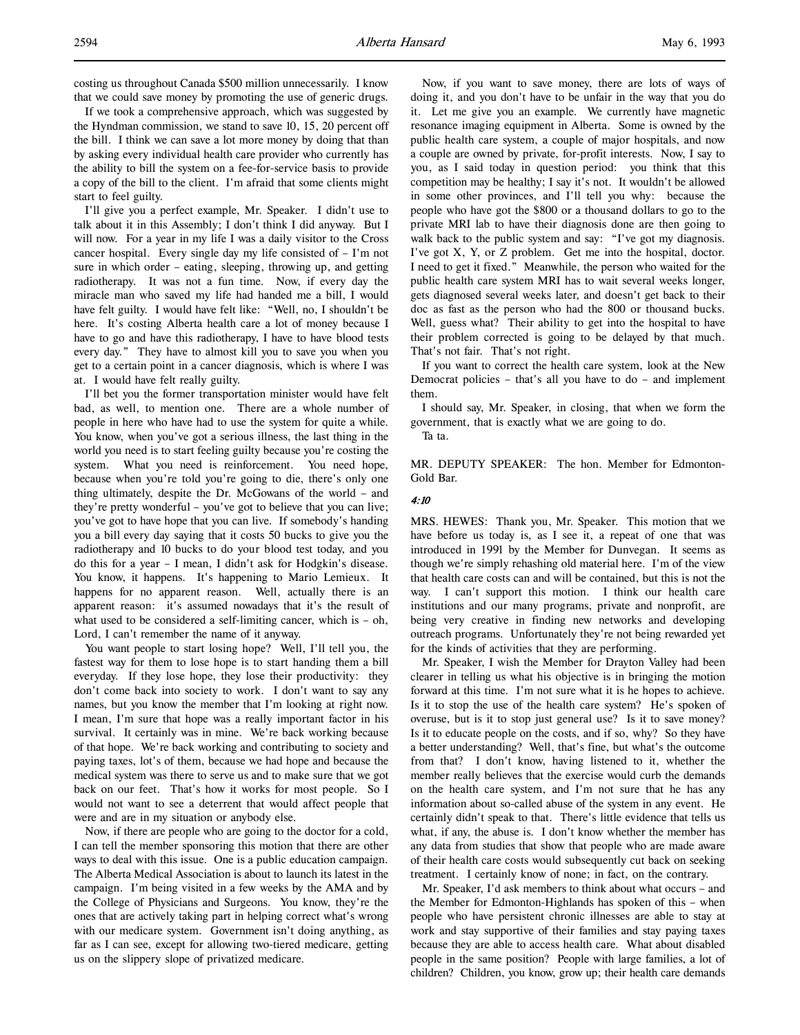costing us throughout Canada $500 million unnecessarily. I know that we could save money by promoting the use of generic drugs.

If we took a comprehensive approach, which was suggested by the Hyndman commission, we stand to save 10, 15, 20 percent off the bill. I think we can save a lot more money by doing that than by asking every individual health care provider who currently has the ability to bill the system on a fee-for-service basis to provide a copy of the bill to the client. I'm afraid that some clients might start to feel guilty.

I'll give you a perfect example, Mr. Speaker. I didn't use to talk about it in this Assembly; I don't think I did anyway. But I will now. For a year in my life I was a daily visitor to the Cross cancer hospital. Every single day my life consisted of – I'm not sure in which order – eating, sleeping, throwing up, and getting radiotherapy. It was not a fun time. Now, if every day the miracle man who saved my life had handed me a bill, I would have felt guilty. I would have felt like: "Well, no, I shouldn't be here. It's costing Alberta health care a lot of money because I have to go and have this radiotherapy, I have to have blood tests every day." They have to almost kill you to save you when you get to a certain point in a cancer diagnosis, which is where I was at. I would have felt really guilty.

I'll bet you the former transportation minister would have felt bad, as well, to mention one. There are a whole number of people in here who have had to use the system for quite a while. You know, when you've got a serious illness, the last thing in the world you need is to start feeling guilty because you're costing the system. What you need is reinforcement. You need hope, because when you're told you're going to die, there's only one thing ultimately, despite the Dr. McGowans of the world – and they're pretty wonderful – you've got to believe that you can live; you've got to have hope that you can live. If somebody's handing you a bill every day saying that it costs 50 bucks to give you the radiotherapy and 10 bucks to do your blood test today, and you do this for a year – I mean, I didn't ask for Hodgkin's disease. You know, it happens. It's happening to Mario Lemieux. It happens for no apparent reason. Well, actually there is an apparent reason: it's assumed nowadays that it's the result of what used to be considered a self-limiting cancer, which is – oh, Lord, I can't remember the name of it anyway.

You want people to start losing hope? Well, I'll tell you, the fastest way for them to lose hope is to start handing them a bill everyday. If they lose hope, they lose their productivity: they don't come back into society to work. I don't want to say any names, but you know the member that I'm looking at right now. I mean, I'm sure that hope was a really important factor in his survival. It certainly was in mine. We're back working because of that hope. We're back working and contributing to society and paying taxes, lot's of them, because we had hope and because the medical system was there to serve us and to make sure that we got back on our feet. That's how it works for most people. So I would not want to see a deterrent that would affect people that were and are in my situation or anybody else.

Now, if there are people who are going to the doctor for a cold, I can tell the member sponsoring this motion that there are other ways to deal with this issue. One is a public education campaign. The Alberta Medical Association is about to launch its latest in the campaign. I'm being visited in a few weeks by the AMA and by the College of Physicians and Surgeons. You know, they're the ones that are actively taking part in helping correct what's wrong with our medicare system. Government isn't doing anything, as far as I can see, except for allowing two-tiered medicare, getting us on the slippery slope of privatized medicare.

Now, if you want to save money, there are lots of ways of doing it, and you don't have to be unfair in the way that you do it. Let me give you an example. We currently have magnetic resonance imaging equipment in Alberta. Some is owned by the public health care system, a couple of major hospitals, and now a couple are owned by private, for-profit interests. Now, I say to you, as I said today in question period: you think that this competition may be healthy; I say it's not. It wouldn't be allowed in some other provinces, and I'll tell you why: because the people who have got the $800 or a thousand dollars to go to the private MRI lab to have their diagnosis done are then going to walk back to the public system and say: "I've got my diagnosis. I've got X, Y, or Z problem. Get me into the hospital, doctor. I need to get it fixed." Meanwhile, the person who waited for the public health care system MRI has to wait several weeks longer, gets diagnosed several weeks later, and doesn't get back to their doc as fast as the person who had the 800 or thousand bucks. Well, guess what? Their ability to get into the hospital to have their problem corrected is going to be delayed by that much. That's not fair. That's not right.

If you want to correct the health care system, look at the New Democrat policies – that's all you have to do – and implement them.

I should say, Mr. Speaker, in closing, that when we form the government, that is exactly what we are going to do.

Ta ta.

MR. DEPUTY SPEAKER: The hon. Member for Edmonton-Gold Bar.

*4:10*

MRS. HEWES: Thank you, Mr. Speaker. This motion that we have before us today is, as I see it, a repeat of one that was introduced in 1991 by the Member for Dunvegan. It seems as though we're simply rehashing old material here. I'm of the view that health care costs can and will be contained, but this is not the way. I can't support this motion. I think our health care institutions and our many programs, private and nonprofit, are being very creative in finding new networks and developing outreach programs. Unfortunately they're not being rewarded yet for the kinds of activities that they are performing.

Mr. Speaker, I wish the Member for Drayton Valley had been clearer in telling us what his objective is in bringing the motion forward at this time. I'm not sure what it is he hopes to achieve. Is it to stop the use of the health care system? He's spoken of overuse, but is it to stop just general use? Is it to save money? Is it to educate people on the costs, and if so, why? So they have a better understanding? Well, that's fine, but what's the outcome from that? I don't know, having listened to it, whether the member really believes that the exercise would curb the demands on the health care system, and I'm not sure that he has any information about so-called abuse of the system in any event. He certainly didn't speak to that. There's little evidence that tells us what, if any, the abuse is. I don't know whether the member has any data from studies that show that people who are made aware of their health care costs would subsequently cut back on seeking treatment. I certainly know of none; in fact, on the contrary.

Mr. Speaker, I'd ask members to think about what occurs – and the Member for Edmonton-Highlands has spoken of this – when people who have persistent chronic illnesses are able to stay at work and stay supportive of their families and stay paying taxes because they are able to access health care. What about disabled people in the same position? People with large families, a lot of children? Children, you know, grow up; their health care demands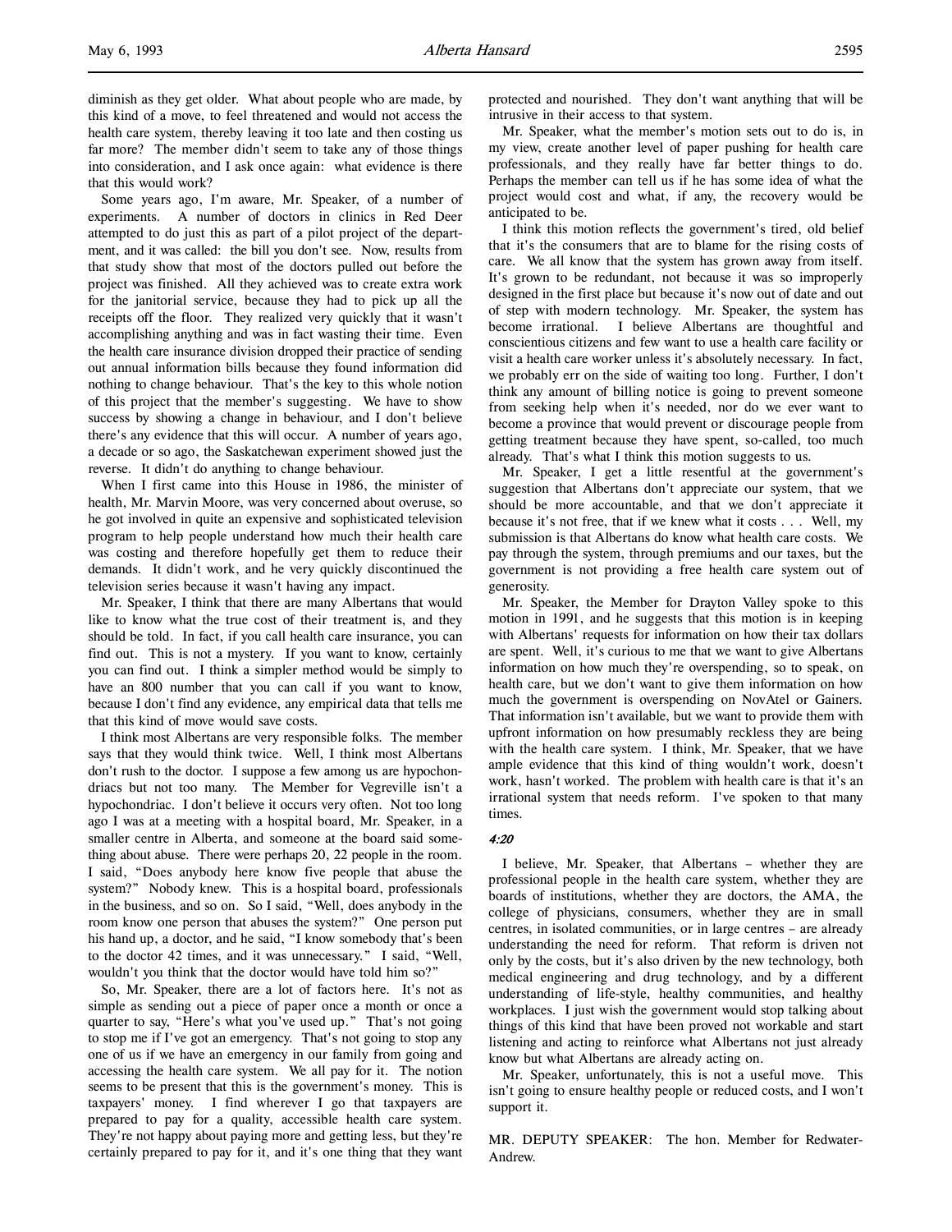diminish as they get older. What about people who are made, by this kind of a move, to feel threatened and would not access the health care system, thereby leaving it too late and then costing us far more? The member didn't seem to take any of those things into consideration, and I ask once again: what evidence is there that this would work?

Some years ago, I'm aware, Mr. Speaker, of a number of experiments. A number of doctors in clinics in Red Deer attempted to do just this as part of a pilot project of the department, and it was called: the bill you don't see. Now, results from that study show that most of the doctors pulled out before the project was finished. All they achieved was to create extra work for the janitorial service, because they had to pick up all the receipts off the floor. They realized very quickly that it wasn't accomplishing anything and was in fact wasting their time. Even the health care insurance division dropped their practice of sending out annual information bills because they found information did nothing to change behaviour. That's the key to this whole notion of this project that the member's suggesting. We have to show success by showing a change in behaviour, and I don't believe there's any evidence that this will occur. A number of years ago, a decade or so ago, the Saskatchewan experiment showed just the reverse. It didn't do anything to change behaviour.

When I first came into this House in 1986, the minister of health, Mr. Marvin Moore, was very concerned about overuse, so he got involved in quite an expensive and sophisticated television program to help people understand how much their health care was costing and therefore hopefully get them to reduce their demands. It didn't work, and he very quickly discontinued the television series because it wasn't having any impact.

Mr. Speaker, I think that there are many Albertans that would like to know what the true cost of their treatment is, and they should be told. In fact, if you call health care insurance, you can find out. This is not a mystery. If you want to know, certainly you can find out. I think a simpler method would be simply to have an 800 number that you can call if you want to know, because I don't find any evidence, any empirical data that tells me that this kind of move would save costs.

I think most Albertans are very responsible folks. The member says that they would think twice. Well, I think most Albertans don't rush to the doctor. I suppose a few among us are hypochondriacs but not too many. The Member for Vegreville isn't a hypochondriac. I don't believe it occurs very often. Not too long ago I was at a meeting with a hospital board, Mr. Speaker, in a smaller centre in Alberta, and someone at the board said something about abuse. There were perhaps 20, 22 people in the room. I said, "Does anybody here know five people that abuse the system?" Nobody knew. This is a hospital board, professionals in the business, and so on. So I said, "Well, does anybody in the room know one person that abuses the system?" One person put his hand up, a doctor, and he said, "I know somebody that's been to the doctor 42 times, and it was unnecessary." I said, "Well, wouldn't you think that the doctor would have told him so?"

So, Mr. Speaker, there are a lot of factors here. It's not as simple as sending out a piece of paper once a month or once a quarter to say, "Here's what you've used up." That's not going to stop me if I've got an emergency. That's not going to stop any one of us if we have an emergency in our family from going and accessing the health care system. We all pay for it. The notion seems to be present that this is the government's money. This is taxpayers' money. I find wherever I go that taxpayers are prepared to pay for a quality, accessible health care system. They're not happy about paying more and getting less, but they're certainly prepared to pay for it, and it's one thing that they want protected and nourished. They don't want anything that will be intrusive in their access to that system.

Mr. Speaker, what the member's motion sets out to do is, in my view, create another level of paper pushing for health care professionals, and they really have far better things to do. Perhaps the member can tell us if he has some idea of what the project would cost and what, if any, the recovery would be anticipated to be.

I think this motion reflects the government's tired, old belief that it's the consumers that are to blame for the rising costs of care. We all know that the system has grown away from itself. It's grown to be redundant, not because it was so improperly designed in the first place but because it's now out of date and out of step with modern technology. Mr. Speaker, the system has become irrational. I believe Albertans are thoughtful and conscientious citizens and few want to use a health care facility or visit a health care worker unless it's absolutely necessary. In fact, we probably err on the side of waiting too long. Further, I don't think any amount of billing notice is going to prevent someone from seeking help when it's needed, nor do we ever want to become a province that would prevent or discourage people from getting treatment because they have spent, so-called, too much already. That's what I think this motion suggests to us.

Mr. Speaker, I get a little resentful at the government's suggestion that Albertans don't appreciate our system, that we should be more accountable, and that we don't appreciate it because it's not free, that if we knew what it costs . . . Well, my submission is that Albertans do know what health care costs. We pay through the system, through premiums and our taxes, but the government is not providing a free health care system out of generosity.

Mr. Speaker, the Member for Drayton Valley spoke to this motion in 1991, and he suggests that this motion is in keeping with Albertans' requests for information on how their tax dollars are spent. Well, it's curious to me that we want to give Albertans information on how much they're overspending, so to speak, on health care, but we don't want to give them information on how much the government is overspending on NovAtel or Gainers. That information isn't available, but we want to provide them with upfront information on how presumably reckless they are being with the health care system. I think, Mr. Speaker, that we have ample evidence that this kind of thing wouldn't work, doesn't work, hasn't worked. The problem with health care is that it's an irrational system that needs reform. I've spoken to that many times.

*4:20*

I believe, Mr. Speaker, that Albertans – whether they are professional people in the health care system, whether they are boards of institutions, whether they are doctors, the AMA, the college of physicians, consumers, whether they are in small centres, in isolated communities, or in large centres – are already understanding the need for reform. That reform is driven not only by the costs, but it's also driven by the new technology, both medical engineering and drug technology, and by a different understanding of life-style, healthy communities, and healthy workplaces. I just wish the government would stop talking about things of this kind that have been proved not workable and start listening and acting to reinforce what Albertans not just already know but what Albertans are already acting on.

Mr. Speaker, unfortunately, this is not a useful move. This isn't going to ensure healthy people or reduced costs, and I won't support it.

MR. DEPUTY SPEAKER: The hon. Member for Redwater-Andrew.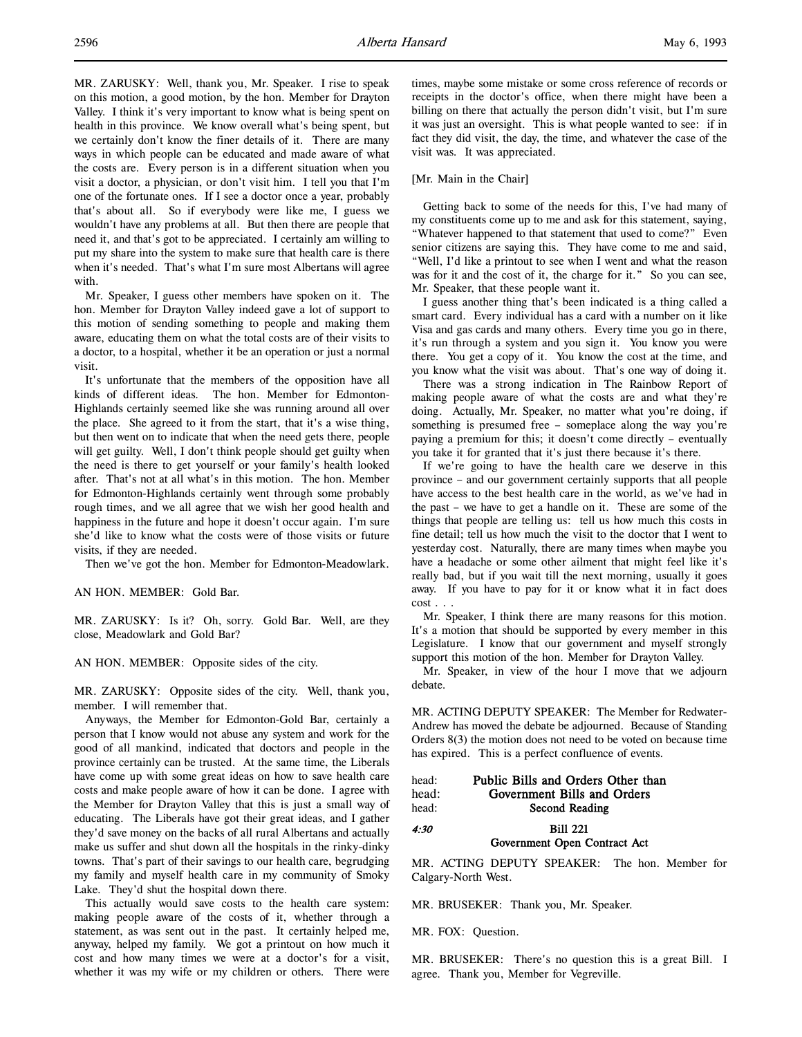MR. ZARUSKY: Well, thank you, Mr. Speaker. I rise to speak on this motion, a good motion, by the hon. Member for Drayton Valley. I think it's very important to know what is being spent on health in this province. We know overall what's being spent, but we certainly don't know the finer details of it. There are many ways in which people can be educated and made aware of what the costs are. Every person is in a different situation when you visit a doctor, a physician, or don't visit him. I tell you that I'm one of the fortunate ones. If I see a doctor once a year, probably that's about all. So if everybody were like me, I guess we wouldn't have any problems at all. But then there are people that need it, and that's got to be appreciated. I certainly am willing to put my share into the system to make sure that health care is there when it's needed. That's what I'm sure most Albertans will agree with.

Mr. Speaker, I guess other members have spoken on it. The hon. Member for Drayton Valley indeed gave a lot of support to this motion of sending something to people and making them aware, educating them on what the total costs are of their visits to a doctor, to a hospital, whether it be an operation or just a normal visit.

It's unfortunate that the members of the opposition have all kinds of different ideas. The hon. Member for Edmonton-Highlands certainly seemed like she was running around all over the place. She agreed to it from the start, that it's a wise thing, but then went on to indicate that when the need gets there, people will get guilty. Well, I don't think people should get guilty when the need is there to get yourself or your family's health looked after. That's not at all what's in this motion. The hon. Member for Edmonton-Highlands certainly went through some probably rough times, and we all agree that we wish her good health and happiness in the future and hope it doesn't occur again. I'm sure she'd like to know what the costs were of those visits or future visits, if they are needed.

Then we've got the hon. Member for Edmonton-Meadowlark.

AN HON. MEMBER: Gold Bar.

MR. ZARUSKY: Is it? Oh, sorry. Gold Bar. Well, are they close, Meadowlark and Gold Bar?

AN HON. MEMBER: Opposite sides of the city.

MR. ZARUSKY: Opposite sides of the city. Well, thank you, member. I will remember that.

Anyways, the Member for Edmonton-Gold Bar, certainly a person that I know would not abuse any system and work for the good of all mankind, indicated that doctors and people in the province certainly can be trusted. At the same time, the Liberals have come up with some great ideas on how to save health care costs and make people aware of how it can be done. I agree with the Member for Drayton Valley that this is just a small way of educating. The Liberals have got their great ideas, and I gather they'd save money on the backs of all rural Albertans and actually make us suffer and shut down all the hospitals in the rinky-dinky towns. That's part of their savings to our health care, begrudging my family and myself health care in my community of Smoky Lake. They'd shut the hospital down there.

This actually would save costs to the health care system: making people aware of the costs of it, whether through a statement, as was sent out in the past. It certainly helped me, anyway, helped my family. We got a printout on how much it cost and how many times we were at a doctor's for a visit, whether it was my wife or my children or others. There were times, maybe some mistake or some cross reference of records or receipts in the doctor's office, when there might have been a billing on there that actually the person didn't visit, but I'm sure it was just an oversight. This is what people wanted to see: if in fact they did visit, the day, the time, and whatever the case of the visit was. It was appreciated.

[Mr. Main in the Chair]

Getting back to some of the needs for this, I've had many of my constituents come up to me and ask for this statement, saying, "Whatever happened to that statement that used to come?" Even senior citizens are saying this. They have come to me and said, "Well, I'd like a printout to see when I went and what the reason was for it and the cost of it, the charge for it." So you can see, Mr. Speaker, that these people want it.

I guess another thing that's been indicated is a thing called a smart card. Every individual has a card with a number on it like Visa and gas cards and many others. Every time you go in there, it's run through a system and you sign it. You know you were there. You get a copy of it. You know the cost at the time, and you know what the visit was about. That's one way of doing it.

There was a strong indication in The Rainbow Report of making people aware of what the costs are and what they're doing. Actually, Mr. Speaker, no matter what you're doing, if something is presumed free – someplace along the way you're paying a premium for this; it doesn't come directly – eventually you take it for granted that it's just there because it's there.

If we're going to have the health care we deserve in this province – and our government certainly supports that all people have access to the best health care in the world, as we've had in the past – we have to get a handle on it. These are some of the things that people are telling us: tell us how much this costs in fine detail; tell us how much the visit to the doctor that I went to yesterday cost. Naturally, there are many times when maybe you have a headache or some other ailment that might feel like it's really bad, but if you wait till the next morning, usually it goes away. If you have to pay for it or know what it in fact does cost . . .

Mr. Speaker, I think there are many reasons for this motion. It's a motion that should be supported by every member in this Legislature. I know that our government and myself strongly support this motion of the hon. Member for Drayton Valley.

Mr. Speaker, in view of the hour I move that we adjourn debate.

MR. ACTING DEPUTY SPEAKER: The Member for Redwater-Andrew has moved the debate be adjourned. Because of Standing Orders 8(3) the motion does not need to be voted on because time has expired. This is a perfect confluence of events.

head: **Public Bills and Orders Other than**
head: **Government Bills and Orders**
head: **Second Reading**

*4:30* **Bill 221**
**Government Open Contract Act**

MR. ACTING DEPUTY SPEAKER: The hon. Member for Calgary-North West.

MR. BRUSEKER: Thank you, Mr. Speaker.

MR. FOX: Question.

MR. BRUSEKER: There's no question this is a great Bill. I agree. Thank you, Member for Vegreville.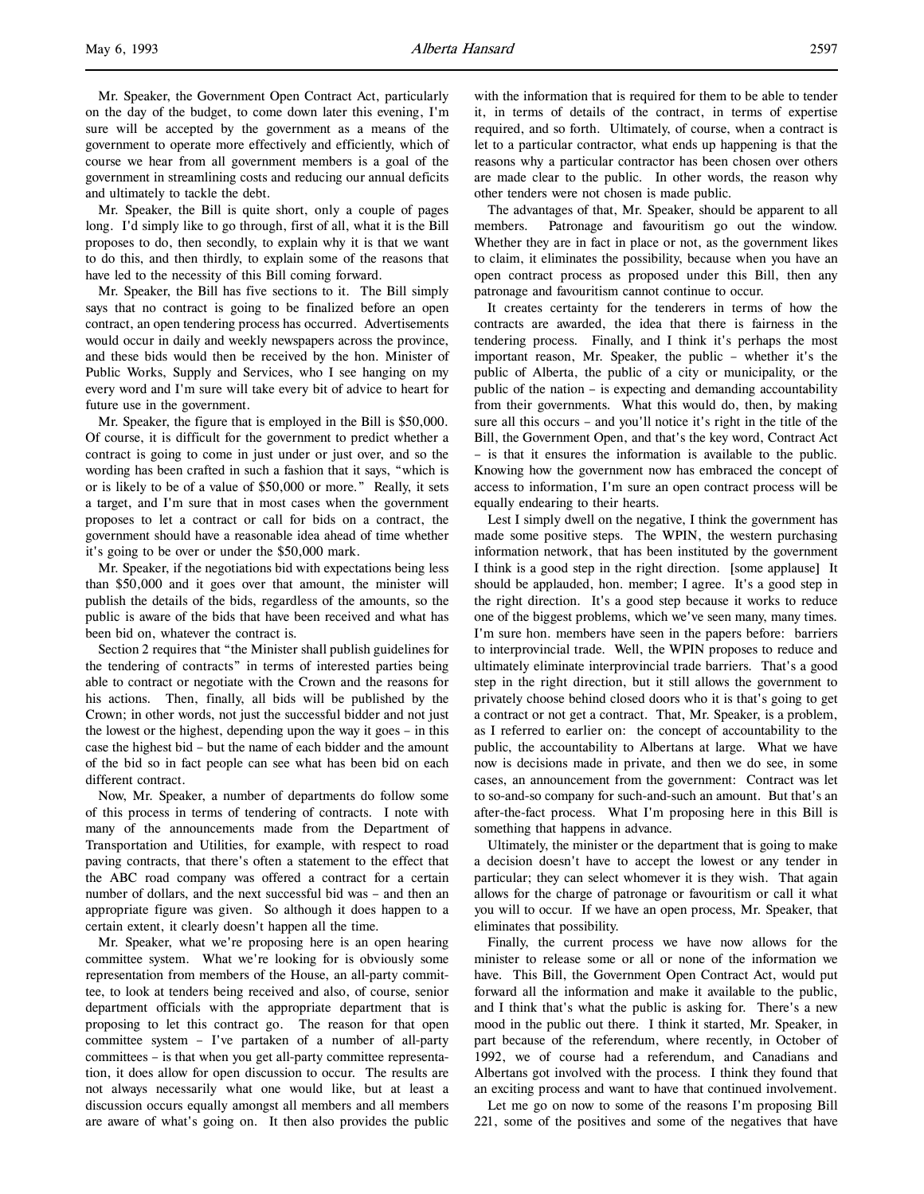Mr. Speaker, the Government Open Contract Act, particularly on the day of the budget, to come down later this evening, I'm sure will be accepted by the government as a means of the government to operate more effectively and efficiently, which of course we hear from all government members is a goal of the government in streamlining costs and reducing our annual deficits and ultimately to tackle the debt.

Mr. Speaker, the Bill is quite short, only a couple of pages long. I'd simply like to go through, first of all, what it is the Bill proposes to do, then secondly, to explain why it is that we want to do this, and then thirdly, to explain some of the reasons that have led to the necessity of this Bill coming forward.

Mr. Speaker, the Bill has five sections to it. The Bill simply says that no contract is going to be finalized before an open contract, an open tendering process has occurred. Advertisements would occur in daily and weekly newspapers across the province, and these bids would then be received by the hon. Minister of Public Works, Supply and Services, who I see hanging on my every word and I'm sure will take every bit of advice to heart for future use in the government.

Mr. Speaker, the figure that is employed in the Bill is $50,000. Of course, it is difficult for the government to predict whether a contract is going to come in just under or just over, and so the wording has been crafted in such a fashion that it says, "which is or is likely to be of a value of $50,000 or more." Really, it sets a target, and I'm sure that in most cases when the government proposes to let a contract or call for bids on a contract, the government should have a reasonable idea ahead of time whether it's going to be over or under the $50,000 mark.

Mr. Speaker, if the negotiations bid with expectations being less than $50,000 and it goes over that amount, the minister will publish the details of the bids, regardless of the amounts, so the public is aware of the bids that have been received and what has been bid on, whatever the contract is.

Section 2 requires that "the Minister shall publish guidelines for the tendering of contracts" in terms of interested parties being able to contract or negotiate with the Crown and the reasons for his actions. Then, finally, all bids will be published by the Crown; in other words, not just the successful bidder and not just the lowest or the highest, depending upon the way it goes – in this case the highest bid – but the name of each bidder and the amount of the bid so in fact people can see what has been bid on each different contract.

Now, Mr. Speaker, a number of departments do follow some of this process in terms of tendering of contracts. I note with many of the announcements made from the Department of Transportation and Utilities, for example, with respect to road paving contracts, that there's often a statement to the effect that the ABC road company was offered a contract for a certain number of dollars, and the next successful bid was – and then an appropriate figure was given. So although it does happen to a certain extent, it clearly doesn't happen all the time.

Mr. Speaker, what we're proposing here is an open hearing committee system. What we're looking for is obviously some representation from members of the House, an all-party committee, to look at tenders being received and also, of course, senior department officials with the appropriate department that is proposing to let this contract go. The reason for that open committee system – I've partaken of a number of all-party committees – is that when you get all-party committee representation, it does allow for open discussion to occur. The results are not always necessarily what one would like, but at least a discussion occurs equally amongst all members and all members are aware of what's going on. It then also provides the public with the information that is required for them to be able to tender it, in terms of details of the contract, in terms of expertise required, and so forth. Ultimately, of course, when a contract is let to a particular contractor, what ends up happening is that the reasons why a particular contractor has been chosen over others are made clear to the public. In other words, the reason why other tenders were not chosen is made public.

The advantages of that, Mr. Speaker, should be apparent to all members. Patronage and favouritism go out the window. Whether they are in fact in place or not, as the government likes to claim, it eliminates the possibility, because when you have an open contract process as proposed under this Bill, then any patronage and favouritism cannot continue to occur.

It creates certainty for the tenderers in terms of how the contracts are awarded, the idea that there is fairness in the tendering process. Finally, and I think it's perhaps the most important reason, Mr. Speaker, the public – whether it's the public of Alberta, the public of a city or municipality, or the public of the nation – is expecting and demanding accountability from their governments. What this would do, then, by making sure all this occurs – and you'll notice it's right in the title of the Bill, the Government Open, and that's the key word, Contract Act – is that it ensures the information is available to the public. Knowing how the government now has embraced the concept of access to information, I'm sure an open contract process will be equally endearing to their hearts.

Lest I simply dwell on the negative, I think the government has made some positive steps. The WPIN, the western purchasing information network, that has been instituted by the government I think is a good step in the right direction. [some applause] It should be applauded, hon. member; I agree. It's a good step in the right direction. It's a good step because it works to reduce one of the biggest problems, which we've seen many, many times. I'm sure hon. members have seen in the papers before: barriers to interprovincial trade. Well, the WPIN proposes to reduce and ultimately eliminate interprovincial trade barriers. That's a good step in the right direction, but it still allows the government to privately choose behind closed doors who it is that's going to get a contract or not get a contract. That, Mr. Speaker, is a problem, as I referred to earlier on: the concept of accountability to the public, the accountability to Albertans at large. What we have now is decisions made in private, and then we do see, in some cases, an announcement from the government: Contract was let to so-and-so company for such-and-such an amount. But that's an after-the-fact process. What I'm proposing here in this Bill is something that happens in advance.

Ultimately, the minister or the department that is going to make a decision doesn't have to accept the lowest or any tender in particular; they can select whomever it is they wish. That again allows for the charge of patronage or favouritism or call it what you will to occur. If we have an open process, Mr. Speaker, that eliminates that possibility.

Finally, the current process we have now allows for the minister to release some or all or none of the information we have. This Bill, the Government Open Contract Act, would put forward all the information and make it available to the public, and I think that's what the public is asking for. There's a new mood in the public out there. I think it started, Mr. Speaker, in part because of the referendum, where recently, in October of 1992, we of course had a referendum, and Canadians and Albertans got involved with the process. I think they found that an exciting process and want to have that continued involvement.

Let me go on now to some of the reasons I'm proposing Bill 221, some of the positives and some of the negatives that have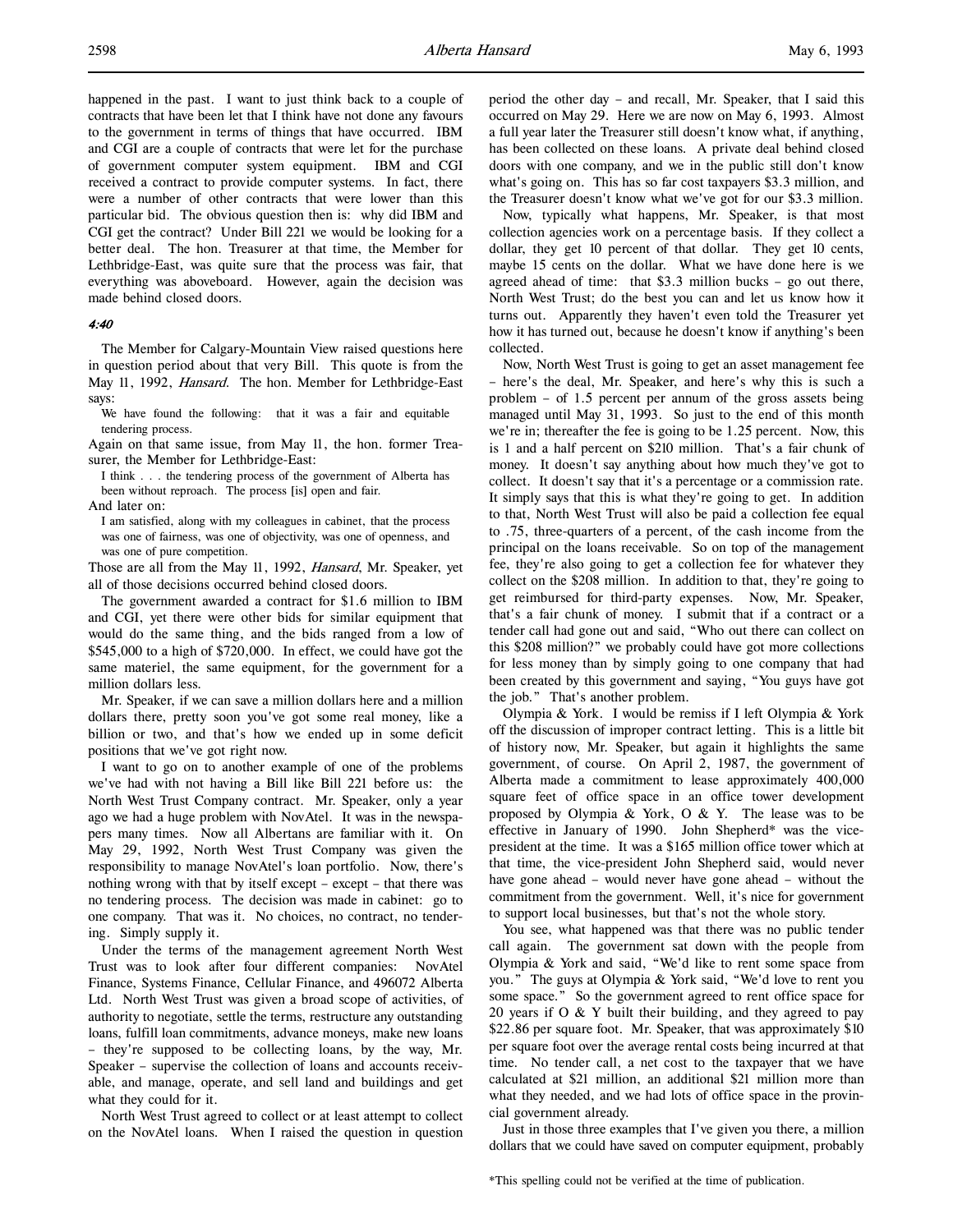happened in the past. I want to just think back to a couple of contracts that have been let that I think have not done any favours to the government in terms of things that have occurred. IBM and CGI are a couple of contracts that were let for the purchase of government computer system equipment. IBM and CGI received a contract to provide computer systems. In fact, there were a number of other contracts that were lower than this particular bid. The obvious question then is: why did IBM and CGI get the contract? Under Bill 221 we would be looking for a better deal. The hon. Treasurer at that time, the Member for Lethbridge-East, was quite sure that the process was fair, that everything was aboveboard. However, again the decision was made behind closed doors.

*4:40*

The Member for Calgary-Mountain View raised questions here in question period about that very Bill. This quote is from the May 11, 1992, *Hansard*. The hon. Member for Lethbridge-East says:

> We have found the following: that it was a fair and equitable tendering process.

Again on that same issue, from May 11, the hon. former Treasurer, the Member for Lethbridge-East:

> I think . . . the tendering process of the government of Alberta has been without reproach. The process [is] open and fair.

And later on:

> I am satisfied, along with my colleagues in cabinet, that the process was one of fairness, was one of objectivity, was one of openness, and was one of pure competition.

Those are all from the May 11, 1992, *Hansard*, Mr. Speaker, yet all of those decisions occurred behind closed doors.

The government awarded a contract for $1.6 million to IBM and CGI, yet there were other bids for similar equipment that would do the same thing, and the bids ranged from a low of $545,000 to a high of $720,000. In effect, we could have got the same materiel, the same equipment, for the government for a million dollars less.

Mr. Speaker, if we can save a million dollars here and a million dollars there, pretty soon you've got some real money, like a billion or two, and that's how we ended up in some deficit positions that we've got right now.

I want to go on to another example of one of the problems we've had with not having a Bill like Bill 221 before us: the North West Trust Company contract. Mr. Speaker, only a year ago we had a huge problem with NovAtel. It was in the newspapers many times. Now all Albertans are familiar with it. On May 29, 1992, North West Trust Company was given the responsibility to manage NovAtel's loan portfolio. Now, there's nothing wrong with that by itself except – except – that there was no tendering process. The decision was made in cabinet: go to one company. That was it. No choices, no contract, no tendering. Simply supply it.

Under the terms of the management agreement North West Trust was to look after four different companies: NovAtel Finance, Systems Finance, Cellular Finance, and 496072 Alberta Ltd. North West Trust was given a broad scope of activities, of authority to negotiate, settle the terms, restructure any outstanding loans, fulfill loan commitments, advance moneys, make new loans – they're supposed to be collecting loans, by the way, Mr. Speaker – supervise the collection of loans and accounts receivable, and manage, operate, and sell land and buildings and get what they could for it.

North West Trust agreed to collect or at least attempt to collect on the NovAtel loans. When I raised the question in question period the other day – and recall, Mr. Speaker, that I said this occurred on May 29. Here we are now on May 6, 1993. Almost a full year later the Treasurer still doesn't know what, if anything, has been collected on these loans. A private deal behind closed doors with one company, and we in the public still don't know what's going on. This has so far cost taxpayers $3.3 million, and the Treasurer doesn't know what we've got for our $3.3 million.

Now, typically what happens, Mr. Speaker, is that most collection agencies work on a percentage basis. If they collect a dollar, they get 10 percent of that dollar. They get 10 cents, maybe 15 cents on the dollar. What we have done here is we agreed ahead of time: that $3.3 million bucks – go out there, North West Trust; do the best you can and let us know how it turns out. Apparently they haven't even told the Treasurer yet how it has turned out, because he doesn't know if anything's been collected.

Now, North West Trust is going to get an asset management fee – here's the deal, Mr. Speaker, and here's why this is such a problem – of 1.5 percent per annum of the gross assets being managed until May 31, 1993. So just to the end of this month we're in; thereafter the fee is going to be 1.25 percent. Now, this is 1 and a half percent on $210 million. That's a fair chunk of money. It doesn't say anything about how much they've got to collect. It doesn't say that it's a percentage or a commission rate. It simply says that this is what they're going to get. In addition to that, North West Trust will also be paid a collection fee equal to .75, three-quarters of a percent, of the cash income from the principal on the loans receivable. So on top of the management fee, they're also going to get a collection fee for whatever they collect on the $208 million. In addition to that, they're going to get reimbursed for third-party expenses. Now, Mr. Speaker, that's a fair chunk of money. I submit that if a contract or a tender call had gone out and said, "Who out there can collect on this $208 million?" we probably could have got more collections for less money than by simply going to one company that had been created by this government and saying, "You guys have got the job." That's another problem.

Olympia & York. I would be remiss if I left Olympia & York off the discussion of improper contract letting. This is a little bit of history now, Mr. Speaker, but again it highlights the same government, of course. On April 2, 1987, the government of Alberta made a commitment to lease approximately 400,000 square feet of office space in an office tower development proposed by Olympia & York, O & Y. The lease was to be effective in January of 1990. John Shepherd* was the vice-president at the time. It was a $165 million office tower which at that time, the vice-president John Shepherd said, would never have gone ahead – would never have gone ahead – without the commitment from the government. Well, it's nice for government to support local businesses, but that's not the whole story.

You see, what happened was that there was no public tender call again. The government sat down with the people from Olympia & York and said, "We'd like to rent some space from you." The guys at Olympia & York said, "We'd love to rent you some space." So the government agreed to rent office space for 20 years if O & Y built their building, and they agreed to pay $22.86 per square foot. Mr. Speaker, that was approximately $10 per square foot over the average rental costs being incurred at that time. No tender call, a net cost to the taxpayer that we have calculated at $21 million, an additional $21 million more than what they needed, and we had lots of office space in the provincial government already.

Just in those three examples that I've given you there, a million dollars that we could have saved on computer equipment, probably

*This spelling could not be verified at the time of publication.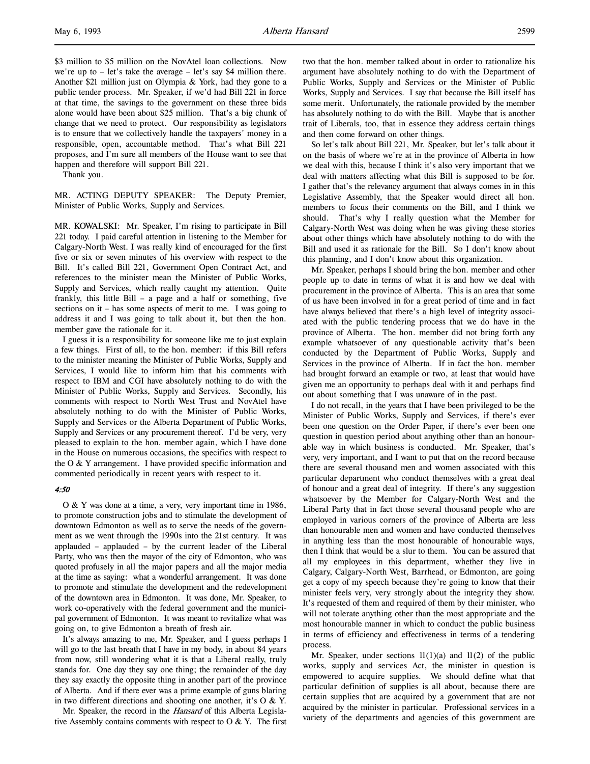$3 million to $5 million on the NovAtel loan collections. Now we're up to – let's take the average – let's say $4 million there. Another $21 million just on Olympia & York, had they gone to a public tender process. Mr. Speaker, if we'd had Bill 221 in force at that time, the savings to the government on these three bids alone would have been about $25 million. That's a big chunk of change that we need to protect. Our responsibility as legislators is to ensure that we collectively handle the taxpayers' money in a responsible, open, accountable method. That's what Bill 221 proposes, and I'm sure all members of the House want to see that happen and therefore will support Bill 221.

Thank you.

MR. ACTING DEPUTY SPEAKER: The Deputy Premier, Minister of Public Works, Supply and Services.

MR. KOWALSKI: Mr. Speaker, I'm rising to participate in Bill 221 today. I paid careful attention in listening to the Member for Calgary-North West. I was really kind of encouraged for the first five or six or seven minutes of his overview with respect to the Bill. It's called Bill 221, Government Open Contract Act, and references to the minister mean the Minister of Public Works, Supply and Services, which really caught my attention. Quite frankly, this little Bill – a page and a half or something, five sections on it – has some aspects of merit to me. I was going to address it and I was going to talk about it, but then the hon. member gave the rationale for it.

I guess it is a responsibility for someone like me to just explain a few things. First of all, to the hon. member: if this Bill refers to the minister meaning the Minister of Public Works, Supply and Services, I would like to inform him that his comments with respect to IBM and CGI have absolutely nothing to do with the Minister of Public Works, Supply and Services. Secondly, his comments with respect to North West Trust and NovAtel have absolutely nothing to do with the Minister of Public Works, Supply and Services or the Alberta Department of Public Works, Supply and Services or any procurement thereof. I'd be very, very pleased to explain to the hon. member again, which I have done in the House on numerous occasions, the specifics with respect to the O & Y arrangement. I have provided specific information and commented periodically in recent years with respect to it.

*4:50*

O & Y was done at a time, a very, very important time in 1986, to promote construction jobs and to stimulate the development of downtown Edmonton as well as to serve the needs of the government as we went through the 1990s into the 21st century. It was applauded – applauded – by the current leader of the Liberal Party, who was then the mayor of the city of Edmonton, who was quoted profusely in all the major papers and all the major media at the time as saying: what a wonderful arrangement. It was done to promote and stimulate the development and the redevelopment of the downtown area in Edmonton. It was done, Mr. Speaker, to work co-operatively with the federal government and the municipal government of Edmonton. It was meant to revitalize what was going on, to give Edmonton a breath of fresh air.

It's always amazing to me, Mr. Speaker, and I guess perhaps I will go to the last breath that I have in my body, in about 84 years from now, still wondering what it is that a Liberal really, truly stands for. One day they say one thing; the remainder of the day they say exactly the opposite thing in another part of the province of Alberta. And if there ever was a prime example of guns blaring in two different directions and shooting one another, it's O & Y.

Mr. Speaker, the record in the *Hansard* of this Alberta Legislative Assembly contains comments with respect to O & Y. The first two that the hon. member talked about in order to rationalize his argument have absolutely nothing to do with the Department of Public Works, Supply and Services or the Minister of Public Works, Supply and Services. I say that because the Bill itself has some merit. Unfortunately, the rationale provided by the member has absolutely nothing to do with the Bill. Maybe that is another trait of Liberals, too, that in essence they address certain things and then come forward on other things.

So let's talk about Bill 221, Mr. Speaker, but let's talk about it on the basis of where we're at in the province of Alberta in how we deal with this, because I think it's also very important that we deal with matters affecting what this Bill is supposed to be for. I gather that's the relevancy argument that always comes in in this Legislative Assembly, that the Speaker would direct all hon. members to focus their comments on the Bill, and I think we should. That's why I really question what the Member for Calgary-North West was doing when he was giving these stories about other things which have absolutely nothing to do with the Bill and used it as rationale for the Bill. So I don't know about this planning, and I don't know about this organization.

Mr. Speaker, perhaps I should bring the hon. member and other people up to date in terms of what it is and how we deal with procurement in the province of Alberta. This is an area that some of us have been involved in for a great period of time and in fact have always believed that there's a high level of integrity associated with the public tendering process that we do have in the province of Alberta. The hon. member did not bring forth any example whatsoever of any questionable activity that's been conducted by the Department of Public Works, Supply and Services in the province of Alberta. If in fact the hon. member had brought forward an example or two, at least that would have given me an opportunity to perhaps deal with it and perhaps find out about something that I was unaware of in the past.

I do not recall, in the years that I have been privileged to be the Minister of Public Works, Supply and Services, if there's ever been one question on the Order Paper, if there's ever been one question in question period about anything other than an honourable way in which business is conducted. Mr. Speaker, that's very, very important, and I want to put that on the record because there are several thousand men and women associated with this particular department who conduct themselves with a great deal of honour and a great deal of integrity. If there's any suggestion whatsoever by the Member for Calgary-North West and the Liberal Party that in fact those several thousand people who are employed in various corners of the province of Alberta are less than honourable men and women and have conducted themselves in anything less than the most honourable of honourable ways, then I think that would be a slur to them. You can be assured that all my employees in this department, whether they live in Calgary, Calgary-North West, Barrhead, or Edmonton, are going get a copy of my speech because they're going to know that their minister feels very, very strongly about the integrity they show. It's requested of them and required of them by their minister, who will not tolerate anything other than the most appropriate and the most honourable manner in which to conduct the public business in terms of efficiency and effectiveness in terms of a tendering process.

Mr. Speaker, under sections 11(1)(a) and 11(2) of the public works, supply and services Act, the minister in question is empowered to acquire supplies. We should define what that particular definition of supplies is all about, because there are certain supplies that are acquired by a government that are not acquired by the minister in particular. Professional services in a variety of the departments and agencies of this government are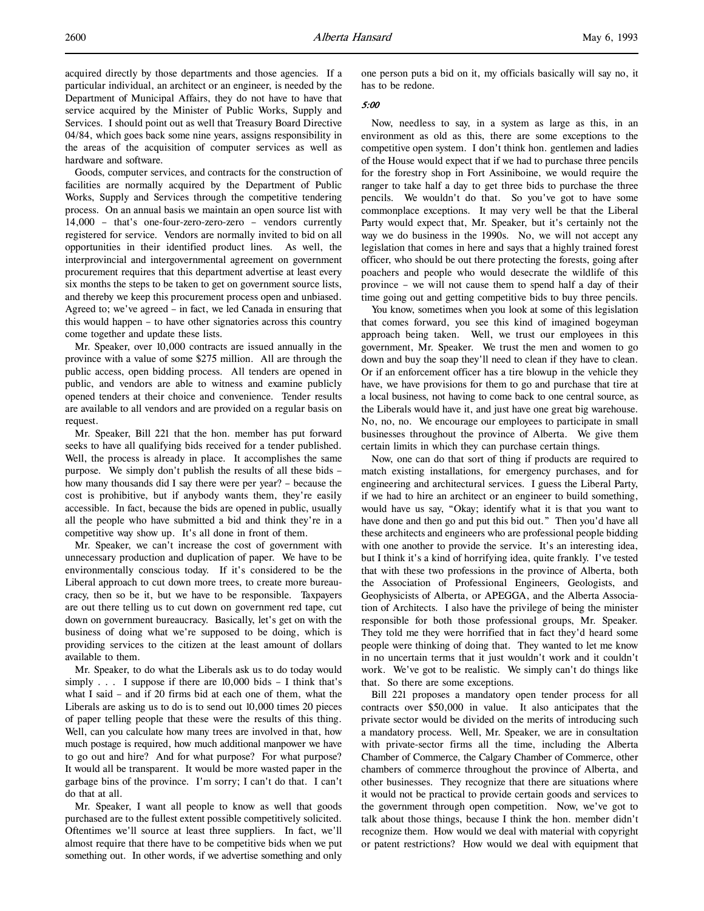acquired directly by those departments and those agencies. If a particular individual, an architect or an engineer, is needed by the Department of Municipal Affairs, they do not have to have that service acquired by the Minister of Public Works, Supply and Services. I should point out as well that Treasury Board Directive 04/84, which goes back some nine years, assigns responsibility in the areas of the acquisition of computer services as well as hardware and software.

Goods, computer services, and contracts for the construction of facilities are normally acquired by the Department of Public Works, Supply and Services through the competitive tendering process. On an annual basis we maintain an open source list with 14,000 – that's one-four-zero-zero-zero – vendors currently registered for service. Vendors are normally invited to bid on all opportunities in their identified product lines. As well, the interprovincial and intergovernmental agreement on government procurement requires that this department advertise at least every six months the steps to be taken to get on government source lists, and thereby we keep this procurement process open and unbiased. Agreed to; we've agreed – in fact, we led Canada in ensuring that this would happen – to have other signatories across this country come together and update these lists.

Mr. Speaker, over 10,000 contracts are issued annually in the province with a value of some $275 million. All are through the public access, open bidding process. All tenders are opened in public, and vendors are able to witness and examine publicly opened tenders at their choice and convenience. Tender results are available to all vendors and are provided on a regular basis on request.

Mr. Speaker, Bill 221 that the hon. member has put forward seeks to have all qualifying bids received for a tender published. Well, the process is already in place. It accomplishes the same purpose. We simply don't publish the results of all these bids – how many thousands did I say there were per year? – because the cost is prohibitive, but if anybody wants them, they're easily accessible. In fact, because the bids are opened in public, usually all the people who have submitted a bid and think they're in a competitive way show up. It's all done in front of them.

Mr. Speaker, we can't increase the cost of government with unnecessary production and duplication of paper. We have to be environmentally conscious today. If it's considered to be the Liberal approach to cut down more trees, to create more bureaucracy, then so be it, but we have to be responsible. Taxpayers are out there telling us to cut down on government red tape, cut down on government bureaucracy. Basically, let's get on with the business of doing what we're supposed to be doing, which is providing services to the citizen at the least amount of dollars available to them.

Mr. Speaker, to do what the Liberals ask us to do today would simply . . . I suppose if there are 10,000 bids – I think that's what I said – and if 20 firms bid at each one of them, what the Liberals are asking us to do is to send out 10,000 times 20 pieces of paper telling people that these were the results of this thing. Well, can you calculate how many trees are involved in that, how much postage is required, how much additional manpower we have to go out and hire? And for what purpose? For what purpose? It would all be transparent. It would be more wasted paper in the garbage bins of the province. I'm sorry; I can't do that. I can't do that at all.

Mr. Speaker, I want all people to know as well that goods purchased are to the fullest extent possible competitively solicited. Oftentimes we'll source at least three suppliers. In fact, we'll almost require that there have to be competitive bids when we put something out. In other words, if we advertise something and only one person puts a bid on it, my officials basically will say no, it has to be redone.

*5:00*

Now, needless to say, in a system as large as this, in an environment as old as this, there are some exceptions to the competitive open system. I don't think hon. gentlemen and ladies of the House would expect that if we had to purchase three pencils for the forestry shop in Fort Assiniboine, we would require the ranger to take half a day to get three bids to purchase the three pencils. We wouldn't do that. So you've got to have some commonplace exceptions. It may very well be that the Liberal Party would expect that, Mr. Speaker, but it's certainly not the way we do business in the 1990s. No, we will not accept any legislation that comes in here and says that a highly trained forest officer, who should be out there protecting the forests, going after poachers and people who would desecrate the wildlife of this province – we will not cause them to spend half a day of their time going out and getting competitive bids to buy three pencils.

You know, sometimes when you look at some of this legislation that comes forward, you see this kind of imagined bogeyman approach being taken. Well, we trust our employees in this government, Mr. Speaker. We trust the men and women to go down and buy the soap they'll need to clean if they have to clean. Or if an enforcement officer has a tire blowup in the vehicle they have, we have provisions for them to go and purchase that tire at a local business, not having to come back to one central source, as the Liberals would have it, and just have one great big warehouse. No, no, no. We encourage our employees to participate in small businesses throughout the province of Alberta. We give them certain limits in which they can purchase certain things.

Now, one can do that sort of thing if products are required to match existing installations, for emergency purchases, and for engineering and architectural services. I guess the Liberal Party, if we had to hire an architect or an engineer to build something, would have us say, "Okay; identify what it is that you want to have done and then go and put this bid out." Then you'd have all these architects and engineers who are professional people bidding with one another to provide the service. It's an interesting idea, but I think it's a kind of horrifying idea, quite frankly. I've tested that with these two professions in the province of Alberta, both the Association of Professional Engineers, Geologists, and Geophysicists of Alberta, or APEGGA, and the Alberta Association of Architects. I also have the privilege of being the minister responsible for both those professional groups, Mr. Speaker. They told me they were horrified that in fact they'd heard some people were thinking of doing that. They wanted to let me know in no uncertain terms that it just wouldn't work and it couldn't work. We've got to be realistic. We simply can't do things like that. So there are some exceptions.

Bill 221 proposes a mandatory open tender process for all contracts over $50,000 in value. It also anticipates that the private sector would be divided on the merits of introducing such a mandatory process. Well, Mr. Speaker, we are in consultation with private-sector firms all the time, including the Alberta Chamber of Commerce, the Calgary Chamber of Commerce, other chambers of commerce throughout the province of Alberta, and other businesses. They recognize that there are situations where it would not be practical to provide certain goods and services to the government through open competition. Now, we've got to talk about those things, because I think the hon. member didn't recognize them. How would we deal with material with copyright or patent restrictions? How would we deal with equipment that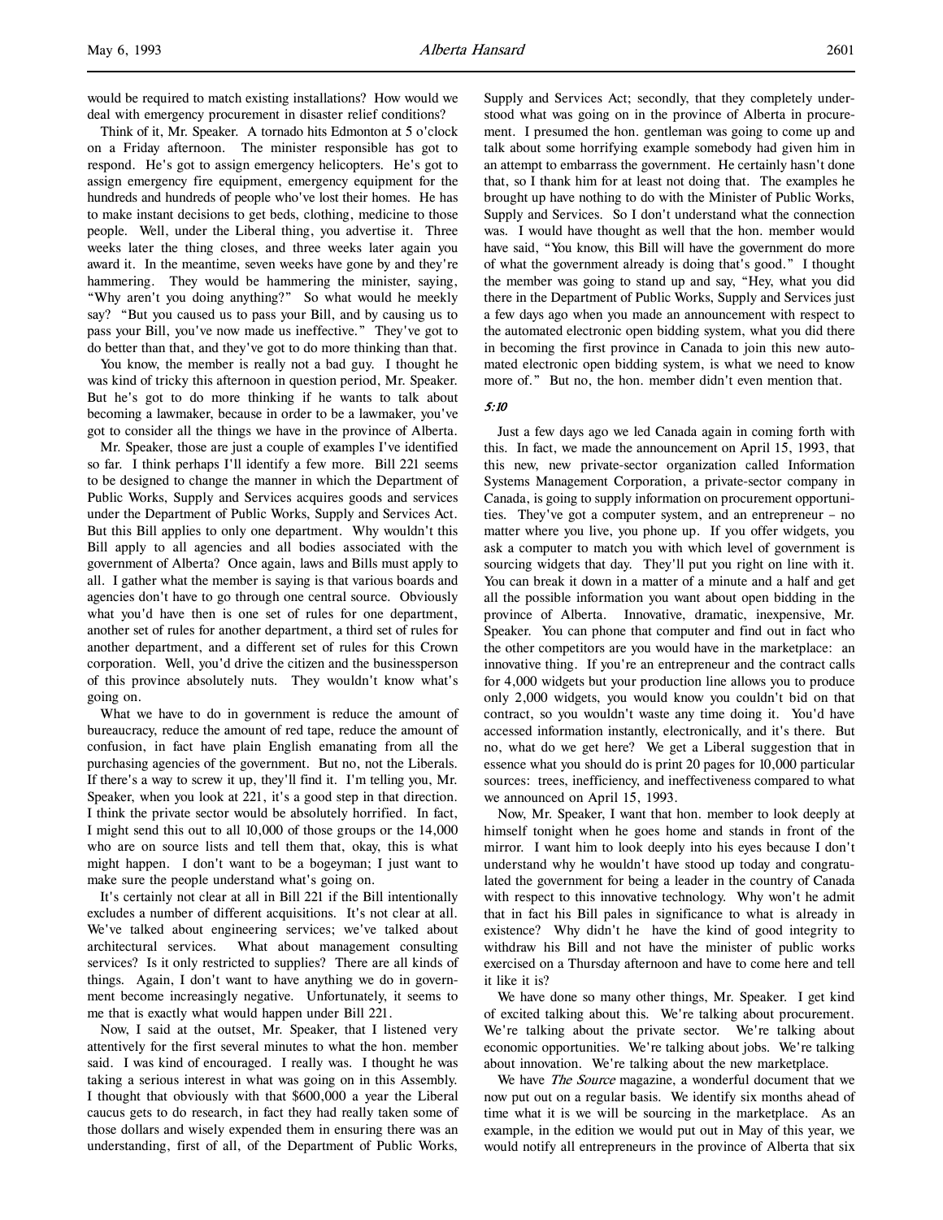would be required to match existing installations? How would we deal with emergency procurement in disaster relief conditions?

Think of it, Mr. Speaker. A tornado hits Edmonton at 5 o'clock on a Friday afternoon. The minister responsible has got to respond. He's got to assign emergency helicopters. He's got to assign emergency fire equipment, emergency equipment for the hundreds and hundreds of people who've lost their homes. He has to make instant decisions to get beds, clothing, medicine to those people. Well, under the Liberal thing, you advertise it. Three weeks later the thing closes, and three weeks later again you award it. In the meantime, seven weeks have gone by and they're hammering. They would be hammering the minister, saying, "Why aren't you doing anything?" So what would he meekly say? "But you caused us to pass your Bill, and by causing us to pass your Bill, you've now made us ineffective." They've got to do better than that, and they've got to do more thinking than that.

You know, the member is really not a bad guy. I thought he was kind of tricky this afternoon in question period, Mr. Speaker. But he's got to do more thinking if he wants to talk about becoming a lawmaker, because in order to be a lawmaker, you've got to consider all the things we have in the province of Alberta.

Mr. Speaker, those are just a couple of examples I've identified so far. I think perhaps I'll identify a few more. Bill 221 seems to be designed to change the manner in which the Department of Public Works, Supply and Services acquires goods and services under the Department of Public Works, Supply and Services Act. But this Bill applies to only one department. Why wouldn't this Bill apply to all agencies and all bodies associated with the government of Alberta? Once again, laws and Bills must apply to all. I gather what the member is saying is that various boards and agencies don't have to go through one central source. Obviously what you'd have then is one set of rules for one department, another set of rules for another department, a third set of rules for another department, and a different set of rules for this Crown corporation. Well, you'd drive the citizen and the businessperson of this province absolutely nuts. They wouldn't know what's going on.

What we have to do in government is reduce the amount of bureaucracy, reduce the amount of red tape, reduce the amount of confusion, in fact have plain English emanating from all the purchasing agencies of the government. But no, not the Liberals. If there's a way to screw it up, they'll find it. I'm telling you, Mr. Speaker, when you look at 221, it's a good step in that direction. I think the private sector would be absolutely horrified. In fact, I might send this out to all 10,000 of those groups or the 14,000 who are on source lists and tell them that, okay, this is what might happen. I don't want to be a bogeyman; I just want to make sure the people understand what's going on.

It's certainly not clear at all in Bill 221 if the Bill intentionally excludes a number of different acquisitions. It's not clear at all. We've talked about engineering services; we've talked about architectural services. What about management consulting services? Is it only restricted to supplies? There are all kinds of things. Again, I don't want to have anything we do in government become increasingly negative. Unfortunately, it seems to me that is exactly what would happen under Bill 221.

Now, I said at the outset, Mr. Speaker, that I listened very attentively for the first several minutes to what the hon. member said. I was kind of encouraged. I really was. I thought he was taking a serious interest in what was going on in this Assembly. I thought that obviously with that $600,000 a year the Liberal caucus gets to do research, in fact they had really taken some of those dollars and wisely expended them in ensuring there was an understanding, first of all, of the Department of Public Works, Supply and Services Act; secondly, that they completely understood what was going on in the province of Alberta in procurement. I presumed the hon. gentleman was going to come up and talk about some horrifying example somebody had given him in an attempt to embarrass the government. He certainly hasn't done that, so I thank him for at least not doing that. The examples he brought up have nothing to do with the Minister of Public Works, Supply and Services. So I don't understand what the connection was. I would have thought as well that the hon. member would have said, "You know, this Bill will have the government do more of what the government already is doing that's good." I thought the member was going to stand up and say, "Hey, what you did there in the Department of Public Works, Supply and Services just a few days ago when you made an announcement with respect to the automated electronic open bidding system, what you did there in becoming the first province in Canada to join this new automated electronic open bidding system, is what we need to know more of." But no, the hon. member didn't even mention that.

*5:10*

Just a few days ago we led Canada again in coming forth with this. In fact, we made the announcement on April 15, 1993, that this new, new private-sector organization called Information Systems Management Corporation, a private-sector company in Canada, is going to supply information on procurement opportunities. They've got a computer system, and an entrepreneur – no matter where you live, you phone up. If you offer widgets, you ask a computer to match you with which level of government is sourcing widgets that day. They'll put you right on line with it. You can break it down in a matter of a minute and a half and get all the possible information you want about open bidding in the province of Alberta. Innovative, dramatic, inexpensive, Mr. Speaker. You can phone that computer and find out in fact who the other competitors are you would have in the marketplace: an innovative thing. If you're an entrepreneur and the contract calls for 4,000 widgets but your production line allows you to produce only 2,000 widgets, you would know you couldn't bid on that contract, so you wouldn't waste any time doing it. You'd have accessed information instantly, electronically, and it's there. But no, what do we get here? We get a Liberal suggestion that in essence what you should do is print 20 pages for 10,000 particular sources: trees, inefficiency, and ineffectiveness compared to what we announced on April 15, 1993.

Now, Mr. Speaker, I want that hon. member to look deeply at himself tonight when he goes home and stands in front of the mirror. I want him to look deeply into his eyes because I don't understand why he wouldn't have stood up today and congratulated the government for being a leader in the country of Canada with respect to this innovative technology. Why won't he admit that in fact his Bill pales in significance to what is already in existence? Why didn't he have the kind of good integrity to withdraw his Bill and not have the minister of public works exercised on a Thursday afternoon and have to come here and tell it like it is?

We have done so many other things, Mr. Speaker. I get kind of excited talking about this. We're talking about procurement. We're talking about the private sector. We're talking about economic opportunities. We're talking about jobs. We're talking about innovation. We're talking about the new marketplace.

We have *The Source* magazine, a wonderful document that we now put out on a regular basis. We identify six months ahead of time what it is we will be sourcing in the marketplace. As an example, in the edition we would put out in May of this year, we would notify all entrepreneurs in the province of Alberta that six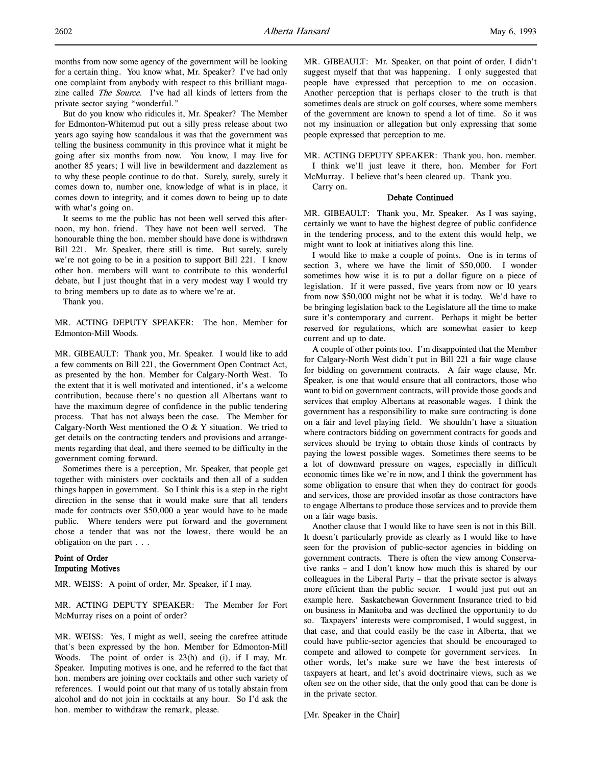months from now some agency of the government will be looking for a certain thing. You know what, Mr. Speaker? I've had only one complaint from anybody with respect to this brilliant magazine called *The Source*. I've had all kinds of letters from the private sector saying "wonderful."

But do you know who ridicules it, Mr. Speaker? The Member for Edmonton-Whitemud put out a silly press release about two years ago saying how scandalous it was that the government was telling the business community in this province what it might be going after six months from now. You know, I may live for another 85 years; I will live in bewilderment and dazzlement as to why these people continue to do that. Surely, surely, surely it comes down to, number one, knowledge of what is in place, it comes down to integrity, and it comes down to being up to date with what's going on.

It seems to me the public has not been well served this afternoon, my hon. friend. They have not been well served. The honourable thing the hon. member should have done is withdrawn Bill 221. Mr. Speaker, there still is time. But surely, surely we're not going to be in a position to support Bill 221. I know other hon. members will want to contribute to this wonderful debate, but I just thought that in a very modest way I would try to bring members up to date as to where we're at.

Thank you.

MR. ACTING DEPUTY SPEAKER: The hon. Member for Edmonton-Mill Woods.

MR. GIBEAULT: Thank you, Mr. Speaker. I would like to add a few comments on Bill 221, the Government Open Contract Act, as presented by the hon. Member for Calgary-North West. To the extent that it is well motivated and intentioned, it's a welcome contribution, because there's no question all Albertans want to have the maximum degree of confidence in the public tendering process. That has not always been the case. The Member for Calgary-North West mentioned the O & Y situation. We tried to get details on the contracting tenders and provisions and arrangements regarding that deal, and there seemed to be difficulty in the government coming forward.

Sometimes there is a perception, Mr. Speaker, that people get together with ministers over cocktails and then all of a sudden things happen in government. So I think this is a step in the right direction in the sense that it would make sure that all tenders made for contracts over $50,000 a year would have to be made public. Where tenders were put forward and the government chose a tender that was not the lowest, there would be an obligation on the part . . .

### Point of Order
### Imputing Motives

MR. WEISS: A point of order, Mr. Speaker, if I may.

MR. ACTING DEPUTY SPEAKER: The Member for Fort McMurray rises on a point of order?

MR. WEISS: Yes, I might as well, seeing the carefree attitude that's been expressed by the hon. Member for Edmonton-Mill Woods. The point of order is 23(h) and (i), if I may, Mr. Speaker. Imputing motives is one, and he referred to the fact that hon. members are joining over cocktails and other such variety of references. I would point out that many of us totally abstain from alcohol and do not join in cocktails at any hour. So I'd ask the hon. member to withdraw the remark, please.

MR. GIBEAULT: Mr. Speaker, on that point of order, I didn't suggest myself that that was happening. I only suggested that people have expressed that perception to me on occasion. Another perception that is perhaps closer to the truth is that sometimes deals are struck on golf courses, where some members of the government are known to spend a lot of time. So it was not my insinuation or allegation but only expressing that some people expressed that perception to me.

MR. ACTING DEPUTY SPEAKER: Thank you, hon. member. I think we'll just leave it there, hon. Member for Fort McMurray. I believe that's been cleared up. Thank you.

Carry on.

### Debate Continued

MR. GIBEAULT: Thank you, Mr. Speaker. As I was saying, certainly we want to have the highest degree of public confidence in the tendering process, and to the extent this would help, we might want to look at initiatives along this line.

I would like to make a couple of points. One is in terms of section 3, where we have the limit of $50,000. I wonder sometimes how wise it is to put a dollar figure on a piece of legislation. If it were passed, five years from now or 10 years from now $50,000 might not be what it is today. We'd have to be bringing legislation back to the Legislature all the time to make sure it's contemporary and current. Perhaps it might be better reserved for regulations, which are somewhat easier to keep current and up to date.

A couple of other points too. I'm disappointed that the Member for Calgary-North West didn't put in Bill 221 a fair wage clause for bidding on government contracts. A fair wage clause, Mr. Speaker, is one that would ensure that all contractors, those who want to bid on government contracts, will provide those goods and services that employ Albertans at reasonable wages. I think the government has a responsibility to make sure contracting is done on a fair and level playing field. We shouldn't have a situation where contractors bidding on government contracts for goods and services should be trying to obtain those kinds of contracts by paying the lowest possible wages. Sometimes there seems to be a lot of downward pressure on wages, especially in difficult economic times like we're in now, and I think the government has some obligation to ensure that when they do contract for goods and services, those are provided insofar as those contractors have to engage Albertans to produce those services and to provide them on a fair wage basis.

Another clause that I would like to have seen is not in this Bill. It doesn't particularly provide as clearly as I would like to have seen for the provision of public-sector agencies in bidding on government contracts. There is often the view among Conservative ranks – and I don't know how much this is shared by our colleagues in the Liberal Party – that the private sector is always more efficient than the public sector. I would just put out an example here. Saskatchewan Government Insurance tried to bid on business in Manitoba and was declined the opportunity to do so. Taxpayers' interests were compromised, I would suggest, in that case, and that could easily be the case in Alberta, that we could have public-sector agencies that should be encouraged to compete and allowed to compete for government services. In other words, let's make sure we have the best interests of taxpayers at heart, and let's avoid doctrinaire views, such as we often see on the other side, that the only good that can be done is in the private sector.

[Mr. Speaker in the Chair]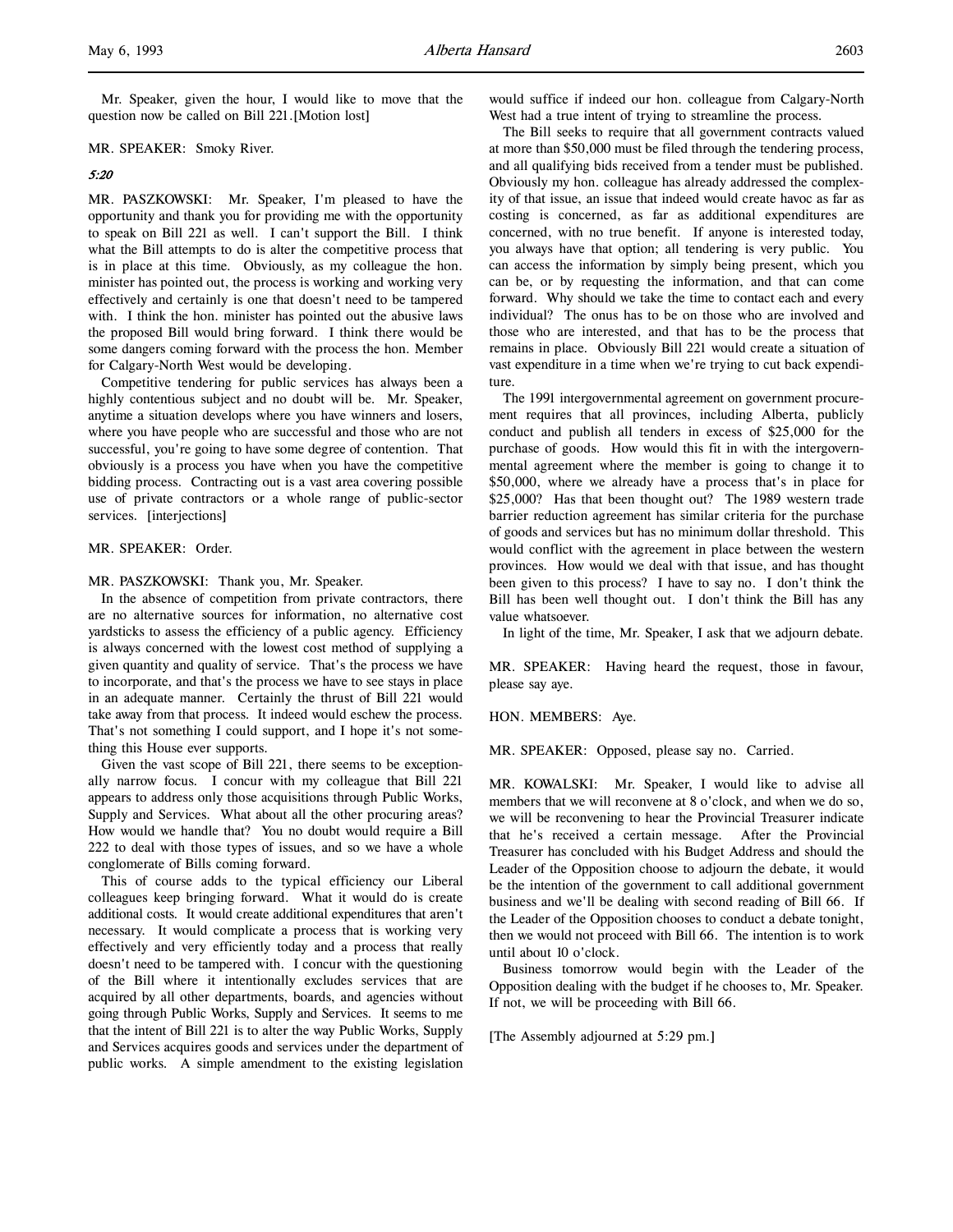Mr. Speaker, given the hour, I would like to move that the question now be called on Bill 221.[Motion lost]

MR. SPEAKER: Smoky River.

*5:20*

MR. PASZKOWSKI: Mr. Speaker, I'm pleased to have the opportunity and thank you for providing me with the opportunity to speak on Bill 221 as well. I can't support the Bill. I think what the Bill attempts to do is alter the competitive process that is in place at this time. Obviously, as my colleague the hon. minister has pointed out, the process is working and working very effectively and certainly is one that doesn't need to be tampered with. I think the hon. minister has pointed out the abusive laws the proposed Bill would bring forward. I think there would be some dangers coming forward with the process the hon. Member for Calgary-North West would be developing.

Competitive tendering for public services has always been a highly contentious subject and no doubt will be. Mr. Speaker, anytime a situation develops where you have winners and losers, where you have people who are successful and those who are not successful, you're going to have some degree of contention. That obviously is a process you have when you have the competitive bidding process. Contracting out is a vast area covering possible use of private contractors or a whole range of public-sector services. [interjections]

MR. SPEAKER: Order.

MR. PASZKOWSKI: Thank you, Mr. Speaker.

In the absence of competition from private contractors, there are no alternative sources for information, no alternative cost yardsticks to assess the efficiency of a public agency. Efficiency is always concerned with the lowest cost method of supplying a given quantity and quality of service. That's the process we have to incorporate, and that's the process we have to see stays in place in an adequate manner. Certainly the thrust of Bill 221 would take away from that process. It indeed would eschew the process. That's not something I could support, and I hope it's not something this House ever supports.

Given the vast scope of Bill 221, there seems to be exceptionally narrow focus. I concur with my colleague that Bill 221 appears to address only those acquisitions through Public Works, Supply and Services. What about all the other procuring areas? How would we handle that? You no doubt would require a Bill 222 to deal with those types of issues, and so we have a whole conglomerate of Bills coming forward.

This of course adds to the typical efficiency our Liberal colleagues keep bringing forward. What it would do is create additional costs. It would create additional expenditures that aren't necessary. It would complicate a process that is working very effectively and very efficiently today and a process that really doesn't need to be tampered with. I concur with the questioning of the Bill where it intentionally excludes services that are acquired by all other departments, boards, and agencies without going through Public Works, Supply and Services. It seems to me that the intent of Bill 221 is to alter the way Public Works, Supply and Services acquires goods and services under the department of public works. A simple amendment to the existing legislation would suffice if indeed our hon. colleague from Calgary-North West had a true intent of trying to streamline the process.

The Bill seeks to require that all government contracts valued at more than $50,000 must be filed through the tendering process, and all qualifying bids received from a tender must be published. Obviously my hon. colleague has already addressed the complexity of that issue, an issue that indeed would create havoc as far as costing is concerned, as far as additional expenditures are concerned, with no true benefit. If anyone is interested today, you always have that option; all tendering is very public. You can access the information by simply being present, which you can be, or by requesting the information, and that can come forward. Why should we take the time to contact each and every individual? The onus has to be on those who are involved and those who are interested, and that has to be the process that remains in place. Obviously Bill 221 would create a situation of vast expenditure in a time when we're trying to cut back expenditure.

The 1991 intergovernmental agreement on government procurement requires that all provinces, including Alberta, publicly conduct and publish all tenders in excess of $25,000 for the purchase of goods. How would this fit in with the intergovernmental agreement where the member is going to change it to $50,000, where we already have a process that's in place for $25,000? Has that been thought out? The 1989 western trade barrier reduction agreement has similar criteria for the purchase of goods and services but has no minimum dollar threshold. This would conflict with the agreement in place between the western provinces. How would we deal with that issue, and has thought been given to this process? I have to say no. I don't think the Bill has been well thought out. I don't think the Bill has any value whatsoever.

In light of the time, Mr. Speaker, I ask that we adjourn debate.

MR. SPEAKER: Having heard the request, those in favour, please say aye.

HON. MEMBERS: Aye.

MR. SPEAKER: Opposed, please say no. Carried.

MR. KOWALSKI: Mr. Speaker, I would like to advise all members that we will reconvene at 8 o'clock, and when we do so, we will be reconvening to hear the Provincial Treasurer indicate that he's received a certain message. After the Provincial Treasurer has concluded with his Budget Address and should the Leader of the Opposition choose to adjourn the debate, it would be the intention of the government to call additional government business and we'll be dealing with second reading of Bill 66. If the Leader of the Opposition chooses to conduct a debate tonight, then we would not proceed with Bill 66. The intention is to work until about 10 o'clock.

Business tomorrow would begin with the Leader of the Opposition dealing with the budget if he chooses to, Mr. Speaker. If not, we will be proceeding with Bill 66.

[The Assembly adjourned at 5:29 pm.]